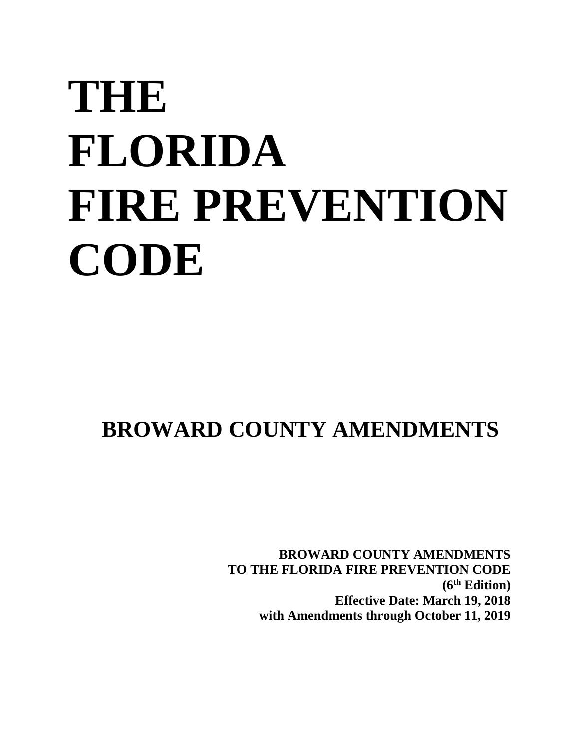# THE FLORIDA FIRE PREVENTION CODE

## BROWARD COUNTY AMENDMENTS

**BROWARD COUNTY AMENDMENTS**
**TO THE FLORIDA FIRE PREVENTION CODE**
**(6th Edition)**
**Effective Date: March 19, 2018**
**with Amendments through October 11, 2019**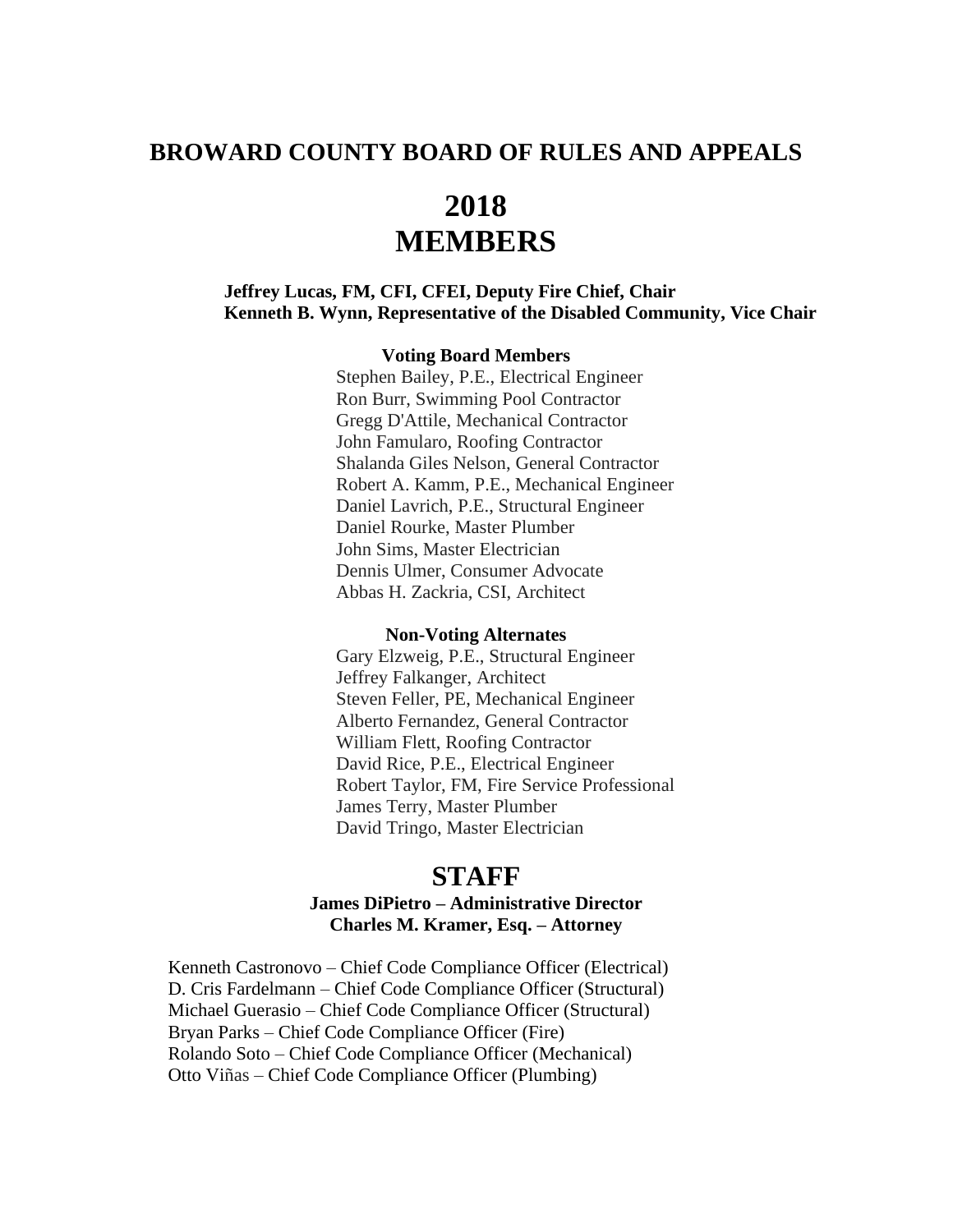# BROWARD COUNTY BOARD OF RULES AND APPEALS

# 2018
# MEMBERS

**Jeffrey Lucas, FM, CFI, CFEI, Deputy Fire Chief, Chair**
**Kenneth B. Wynn, Representative of the Disabled Community, Vice Chair**

### Voting Board Members

Stephen Bailey, P.E., Electrical Engineer
Ron Burr, Swimming Pool Contractor
Gregg D'Attile, Mechanical Contractor
John Famularo, Roofing Contractor
Shalanda Giles Nelson, General Contractor
Robert A. Kamm, P.E., Mechanical Engineer
Daniel Lavrich, P.E., Structural Engineer
Daniel Rourke, Master Plumber
John Sims, Master Electrician
Dennis Ulmer, Consumer Advocate
Abbas H. Zackria, CSI, Architect

### Non-Voting Alternates

Gary Elzweig, P.E., Structural Engineer
Jeffrey Falkanger, Architect
Steven Feller, PE, Mechanical Engineer
Alberto Fernandez, General Contractor
William Flett, Roofing Contractor
David Rice, P.E., Electrical Engineer
Robert Taylor, FM, Fire Service Professional
James Terry, Master Plumber
David Tringo, Master Electrician

## STAFF

**James DiPietro – Administrative Director**
**Charles M. Kramer, Esq. – Attorney**

Kenneth Castronovo – Chief Code Compliance Officer (Electrical)
D. Cris Fardelmann – Chief Code Compliance Officer (Structural)
Michael Guerasio – Chief Code Compliance Officer (Structural)
Bryan Parks – Chief Code Compliance Officer (Fire)
Rolando Soto – Chief Code Compliance Officer (Mechanical)
Otto Viñas – Chief Code Compliance Officer (Plumbing)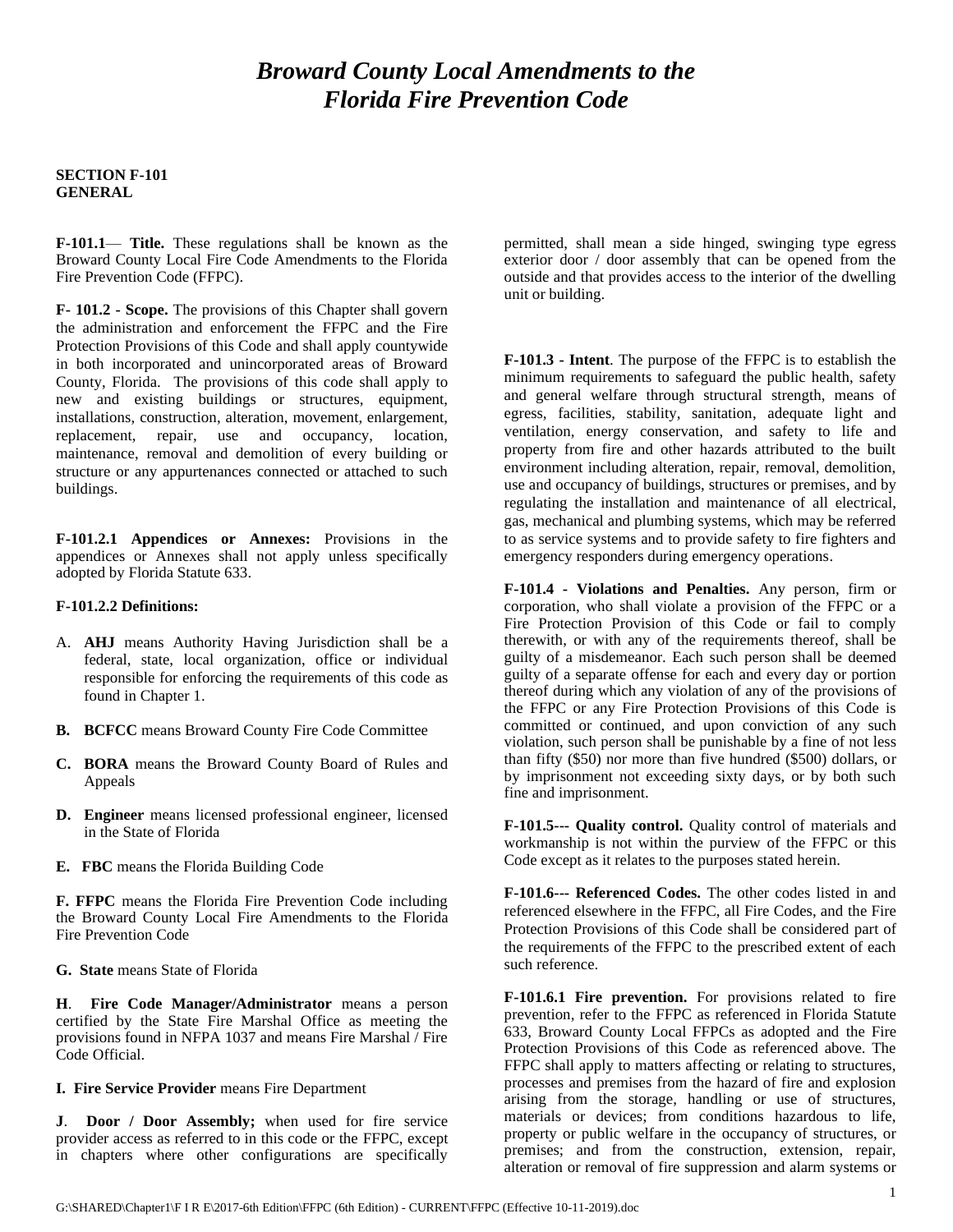# *Broward County Local Amendments to the Florida Fire Prevention Code*

**SECTION F-101**
**GENERAL**

**F-101.1**— **Title.** These regulations shall be known as the Broward County Local Fire Code Amendments to the Florida Fire Prevention Code (FFPC).

**F- 101.2 - Scope.** The provisions of this Chapter shall govern the administration and enforcement the FFPC and the Fire Protection Provisions of this Code and shall apply countywide in both incorporated and unincorporated areas of Broward County, Florida. The provisions of this code shall apply to new and existing buildings or structures, equipment, installations, construction, alteration, movement, enlargement, replacement, repair, use and occupancy, location, maintenance, removal and demolition of every building or structure or any appurtenances connected or attached to such buildings.

**F-101.2.1 Appendices or Annexes:** Provisions in the appendices or Annexes shall not apply unless specifically adopted by Florida Statute 633.

**F-101.2.2 Definitions:**

A. **AHJ** means Authority Having Jurisdiction shall be a federal, state, local organization, office or individual responsible for enforcing the requirements of this code as found in Chapter 1.

**B. BCFCC** means Broward County Fire Code Committee

**C. BORA** means the Broward County Board of Rules and Appeals

**D. Engineer** means licensed professional engineer, licensed in the State of Florida

**E. FBC** means the Florida Building Code

**F. FFPC** means the Florida Fire Prevention Code including the Broward County Local Fire Amendments to the Florida Fire Prevention Code

**G. State** means State of Florida

**H**. **Fire Code Manager/Administrator** means a person certified by the State Fire Marshal Office as meeting the provisions found in NFPA 1037 and means Fire Marshal / Fire Code Official.

**I. Fire Service Provider** means Fire Department

**J**. **Door / Door Assembly;** when used for fire service provider access as referred to in this code or the FFPC, except in chapters where other configurations are specifically permitted, shall mean a side hinged, swinging type egress exterior door / door assembly that can be opened from the outside and that provides access to the interior of the dwelling unit or building.

**F-101.3 - Intent**. The purpose of the FFPC is to establish the minimum requirements to safeguard the public health, safety and general welfare through structural strength, means of egress, facilities, stability, sanitation, adequate light and ventilation, energy conservation, and safety to life and property from fire and other hazards attributed to the built environment including alteration, repair, removal, demolition, use and occupancy of buildings, structures or premises, and by regulating the installation and maintenance of all electrical, gas, mechanical and plumbing systems, which may be referred to as service systems and to provide safety to fire fighters and emergency responders during emergency operations.

**F-101.4 - Violations and Penalties.** Any person, firm or corporation, who shall violate a provision of the FFPC or a Fire Protection Provision of this Code or fail to comply therewith, or with any of the requirements thereof, shall be guilty of a misdemeanor. Each such person shall be deemed guilty of a separate offense for each and every day or portion thereof during which any violation of any of the provisions of the FFPC or any Fire Protection Provisions of this Code is committed or continued, and upon conviction of any such violation, such person shall be punishable by a fine of not less than fifty ($50) nor more than five hundred ($500) dollars, or by imprisonment not exceeding sixty days, or by both such fine and imprisonment.

**F-101.5--- Quality control.** Quality control of materials and workmanship is not within the purview of the FFPC or this Code except as it relates to the purposes stated herein.

**F-101.6--- Referenced Codes.** The other codes listed in and referenced elsewhere in the FFPC, all Fire Codes, and the Fire Protection Provisions of this Code shall be considered part of the requirements of the FFPC to the prescribed extent of each such reference.

**F-101.6.1 Fire prevention.** For provisions related to fire prevention, refer to the FFPC as referenced in Florida Statute 633, Broward County Local FFPCs as adopted and the Fire Protection Provisions of this Code as referenced above. The FFPC shall apply to matters affecting or relating to structures, processes and premises from the hazard of fire and explosion arising from the storage, handling or use of structures, materials or devices; from conditions hazardous to life, property or public welfare in the occupancy of structures, or premises; and from the construction, extension, repair, alteration or removal of fire suppression and alarm systems or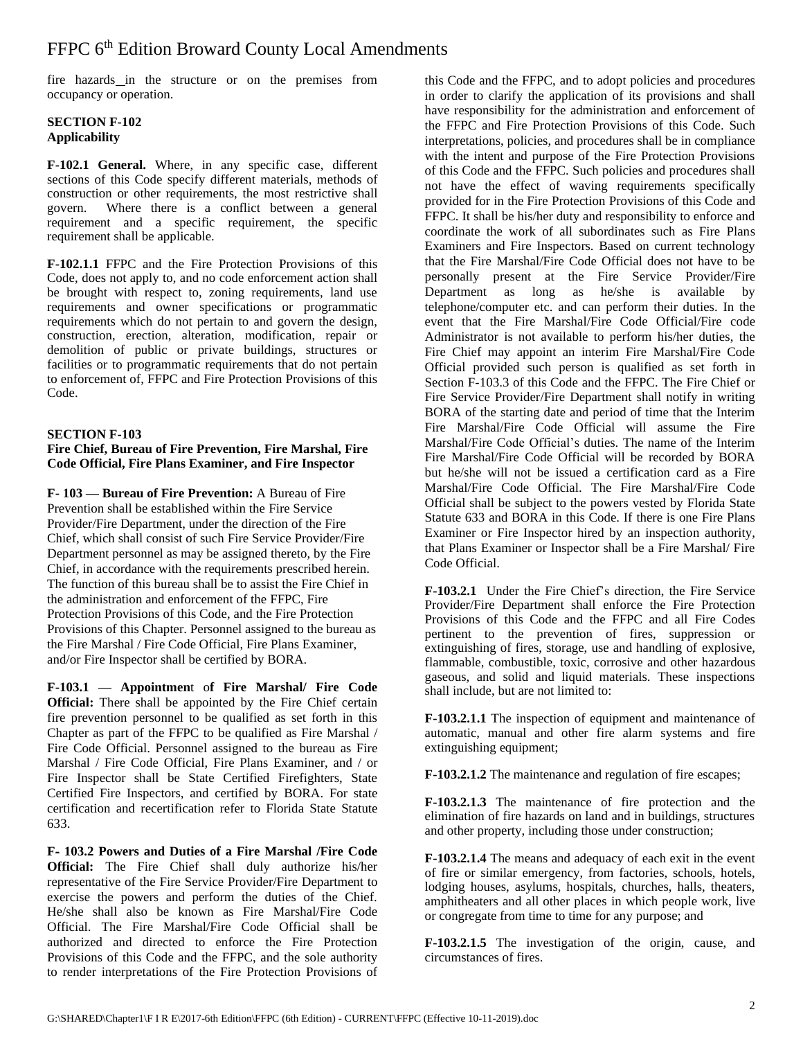fire hazards in the structure or on the premises from occupancy or operation.

**SECTION F-102**
**Applicability**

**F-102.1 General.** Where, in any specific case, different sections of this Code specify different materials, methods of construction or other requirements, the most restrictive shall govern. Where there is a conflict between a general requirement and a specific requirement, the specific requirement shall be applicable.

**F-102.1.1** FFPC and the Fire Protection Provisions of this Code, does not apply to, and no code enforcement action shall be brought with respect to, zoning requirements, land use requirements and owner specifications or programmatic requirements which do not pertain to and govern the design, construction, erection, alteration, modification, repair or demolition of public or private buildings, structures or facilities or to programmatic requirements that do not pertain to enforcement of, FFPC and Fire Protection Provisions of this Code.

**SECTION F-103**
**Fire Chief, Bureau of Fire Prevention, Fire Marshal, Fire Code Official, Fire Plans Examiner, and Fire Inspector**

**F- 103 — Bureau of Fire Prevention:** A Bureau of Fire Prevention shall be established within the Fire Service Provider/Fire Department, under the direction of the Fire Chief, which shall consist of such Fire Service Provider/Fire Department personnel as may be assigned thereto, by the Fire Chief, in accordance with the requirements prescribed herein. The function of this bureau shall be to assist the Fire Chief in the administration and enforcement of the FFPC, Fire Protection Provisions of this Code, and the Fire Protection Provisions of this Chapter. Personnel assigned to the bureau as the Fire Marshal / Fire Code Official, Fire Plans Examiner, and/or Fire Inspector shall be certified by BORA.

**F-103.1 — Appointment of Fire Marshal/ Fire Code Official:** There shall be appointed by the Fire Chief certain fire prevention personnel to be qualified as set forth in this Chapter as part of the FFPC to be qualified as Fire Marshal / Fire Code Official. Personnel assigned to the bureau as Fire Marshal / Fire Code Official, Fire Plans Examiner, and / or Fire Inspector shall be State Certified Firefighters, State Certified Fire Inspectors, and certified by BORA. For state certification and recertification refer to Florida State Statute 633.

**F- 103.2 Powers and Duties of a Fire Marshal /Fire Code Official:** The Fire Chief shall duly authorize his/her representative of the Fire Service Provider/Fire Department to exercise the powers and perform the duties of the Chief. He/she shall also be known as Fire Marshal/Fire Code Official. The Fire Marshal/Fire Code Official shall be authorized and directed to enforce the Fire Protection Provisions of this Code and the FFPC, and the sole authority to render interpretations of the Fire Protection Provisions of this Code and the FFPC, and to adopt policies and procedures in order to clarify the application of its provisions and shall have responsibility for the administration and enforcement of the FFPC and Fire Protection Provisions of this Code. Such interpretations, policies, and procedures shall be in compliance with the intent and purpose of the Fire Protection Provisions of this Code and the FFPC. Such policies and procedures shall not have the effect of waving requirements specifically provided for in the Fire Protection Provisions of this Code and FFPC. It shall be his/her duty and responsibility to enforce and coordinate the work of all subordinates such as Fire Plans Examiners and Fire Inspectors. Based on current technology that the Fire Marshal/Fire Code Official does not have to be personally present at the Fire Service Provider/Fire Department as long as he/she is available by telephone/computer etc. and can perform their duties. In the event that the Fire Marshal/Fire Code Official/Fire code Administrator is not available to perform his/her duties, the Fire Chief may appoint an interim Fire Marshal/Fire Code Official provided such person is qualified as set forth in Section F-103.3 of this Code and the FFPC. The Fire Chief or Fire Service Provider/Fire Department shall notify in writing BORA of the starting date and period of time that the Interim Fire Marshal/Fire Code Official will assume the Fire Marshal/Fire Code Official's duties. The name of the Interim Fire Marshal/Fire Code Official will be recorded by BORA but he/she will not be issued a certification card as a Fire Marshal/Fire Code Official. The Fire Marshal/Fire Code Official shall be subject to the powers vested by Florida State Statute 633 and BORA in this Code. If there is one Fire Plans Examiner or Fire Inspector hired by an inspection authority, that Plans Examiner or Inspector shall be a Fire Marshal/ Fire Code Official.

**F-103.2.1** Under the Fire Chief's direction, the Fire Service Provider/Fire Department shall enforce the Fire Protection Provisions of this Code and the FFPC and all Fire Codes pertinent to the prevention of fires, suppression or extinguishing of fires, storage, use and handling of explosive, flammable, combustible, toxic, corrosive and other hazardous gaseous, and solid and liquid materials. These inspections shall include, but are not limited to:

**F-103.2.1.1** The inspection of equipment and maintenance of automatic, manual and other fire alarm systems and fire extinguishing equipment;

**F-103.2.1.2** The maintenance and regulation of fire escapes;

**F-103.2.1.3** The maintenance of fire protection and the elimination of fire hazards on land and in buildings, structures and other property, including those under construction;

**F-103.2.1.4** The means and adequacy of each exit in the event of fire or similar emergency, from factories, schools, hotels, lodging houses, asylums, hospitals, churches, halls, theaters, amphitheaters and all other places in which people work, live or congregate from time to time for any purpose; and

**F-103.2.1.5** The investigation of the origin, cause, and circumstances of fires.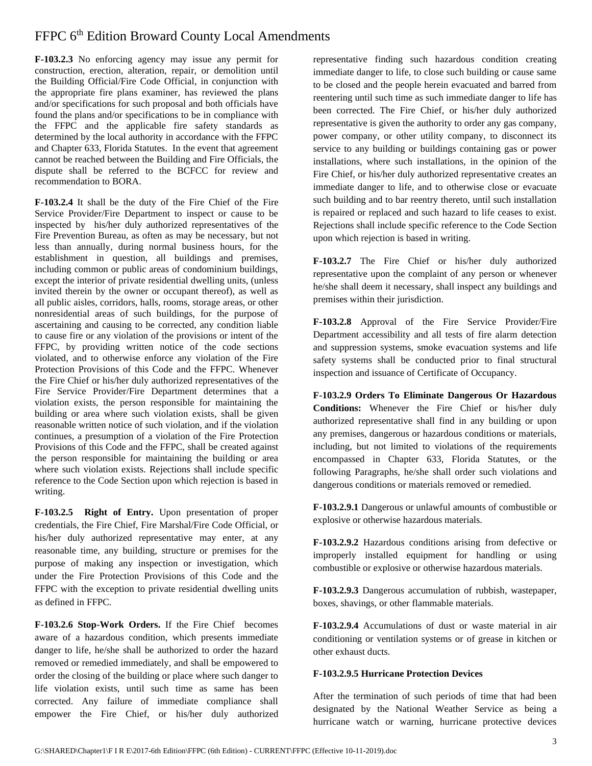**F-103.2.3** No enforcing agency may issue any permit for construction, erection, alteration, repair, or demolition until the Building Official/Fire Code Official, in conjunction with the appropriate fire plans examiner, has reviewed the plans and/or specifications for such proposal and both officials have found the plans and/or specifications to be in compliance with the FFPC and the applicable fire safety standards as determined by the local authority in accordance with the FFPC and Chapter 633, Florida Statutes. In the event that agreement cannot be reached between the Building and Fire Officials, the dispute shall be referred to the BCFCC for review and recommendation to BORA.

**F-103.2.4** It shall be the duty of the Fire Chief of the Fire Service Provider/Fire Department to inspect or cause to be inspected by his/her duly authorized representatives of the Fire Prevention Bureau, as often as may be necessary, but not less than annually, during normal business hours, for the establishment in question, all buildings and premises, including common or public areas of condominium buildings, except the interior of private residential dwelling units, (unless invited therein by the owner or occupant thereof), as well as all public aisles, corridors, halls, rooms, storage areas, or other nonresidential areas of such buildings, for the purpose of ascertaining and causing to be corrected, any condition liable to cause fire or any violation of the provisions or intent of the FFPC, by providing written notice of the code sections violated, and to otherwise enforce any violation of the Fire Protection Provisions of this Code and the FFPC. Whenever the Fire Chief or his/her duly authorized representatives of the Fire Service Provider/Fire Department determines that a violation exists, the person responsible for maintaining the building or area where such violation exists, shall be given reasonable written notice of such violation, and if the violation continues, a presumption of a violation of the Fire Protection Provisions of this Code and the FFPC, shall be created against the person responsible for maintaining the building or area where such violation exists. Rejections shall include specific reference to the Code Section upon which rejection is based in writing.

**F-103.2.5 Right of Entry.** Upon presentation of proper credentials, the Fire Chief, Fire Marshal/Fire Code Official, or his/her duly authorized representative may enter, at any reasonable time, any building, structure or premises for the purpose of making any inspection or investigation, which under the Fire Protection Provisions of this Code and the FFPC with the exception to private residential dwelling units as defined in FFPC.

**F-103.2.6 Stop-Work Orders.** If the Fire Chief becomes aware of a hazardous condition, which presents immediate danger to life, he/she shall be authorized to order the hazard removed or remedied immediately, and shall be empowered to order the closing of the building or place where such danger to life violation exists, until such time as same has been corrected. Any failure of immediate compliance shall empower the Fire Chief, or his/her duly authorized representative finding such hazardous condition creating immediate danger to life, to close such building or cause same to be closed and the people herein evacuated and barred from reentering until such time as such immediate danger to life has been corrected. The Fire Chief, or his/her duly authorized representative is given the authority to order any gas company, power company, or other utility company, to disconnect its service to any building or buildings containing gas or power installations, where such installations, in the opinion of the Fire Chief, or his/her duly authorized representative creates an immediate danger to life, and to otherwise close or evacuate such building and to bar reentry thereto, until such installation is repaired or replaced and such hazard to life ceases to exist. Rejections shall include specific reference to the Code Section upon which rejection is based in writing.

**F-103.2.7** The Fire Chief or his/her duly authorized representative upon the complaint of any person or whenever he/she shall deem it necessary, shall inspect any buildings and premises within their jurisdiction.

**F-103.2.8** Approval of the Fire Service Provider/Fire Department accessibility and all tests of fire alarm detection and suppression systems, smoke evacuation systems and life safety systems shall be conducted prior to final structural inspection and issuance of Certificate of Occupancy.

**F-103.2.9 Orders To Eliminate Dangerous Or Hazardous Conditions:** Whenever the Fire Chief or his/her duly authorized representative shall find in any building or upon any premises, dangerous or hazardous conditions or materials, including, but not limited to violations of the requirements encompassed in Chapter 633, Florida Statutes, or the following Paragraphs, he/she shall order such violations and dangerous conditions or materials removed or remedied.

**F-103.2.9.1** Dangerous or unlawful amounts of combustible or explosive or otherwise hazardous materials.

**F-103.2.9.2** Hazardous conditions arising from defective or improperly installed equipment for handling or using combustible or explosive or otherwise hazardous materials.

**F-103.2.9.3** Dangerous accumulation of rubbish, wastepaper, boxes, shavings, or other flammable materials.

**F-103.2.9.4** Accumulations of dust or waste material in air conditioning or ventilation systems or of grease in kitchen or other exhaust ducts.

**F-103.2.9.5 Hurricane Protection Devices**

After the termination of such periods of time that had been designated by the National Weather Service as being a hurricane watch or warning, hurricane protective devices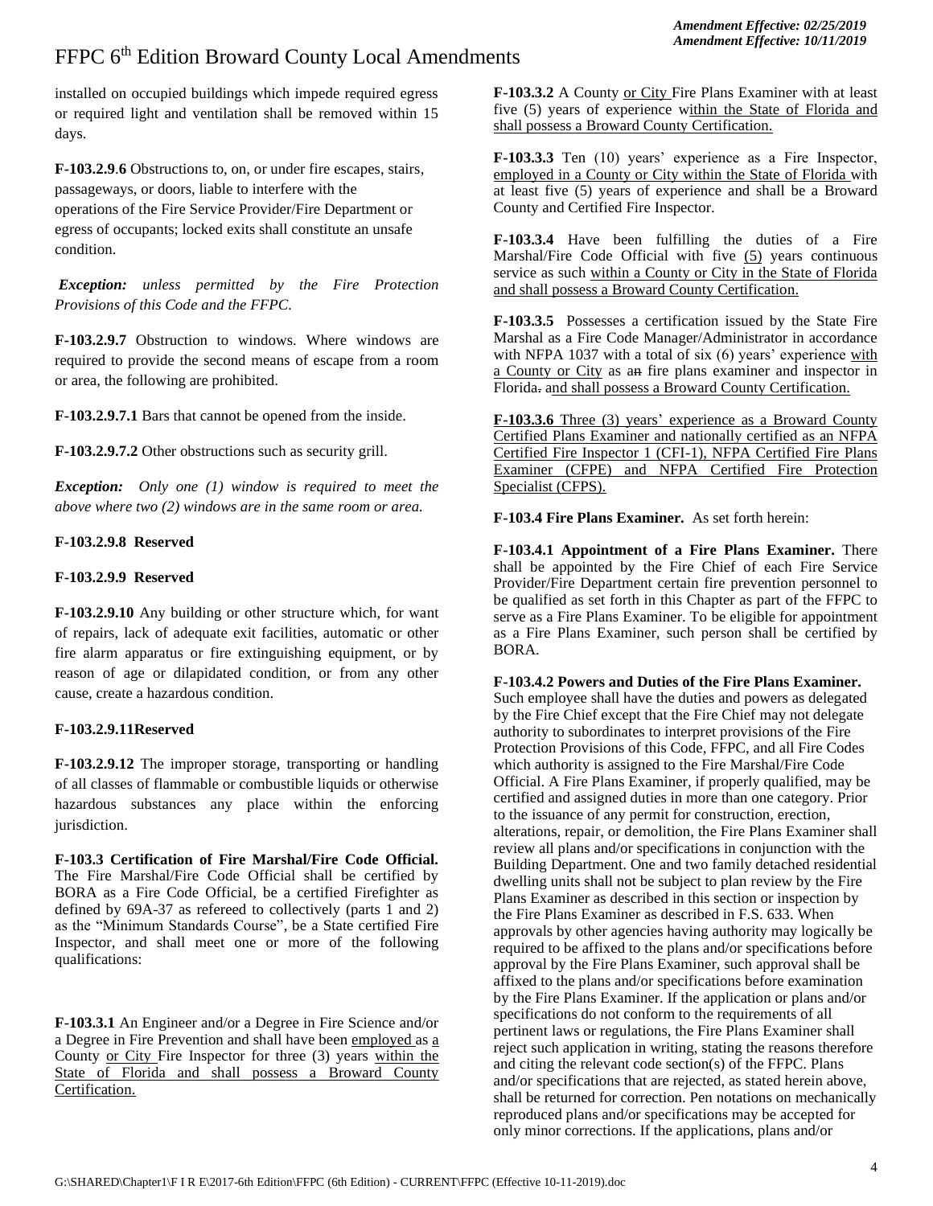installed on occupied buildings which impede required egress or required light and ventilation shall be removed within 15 days.

**F-103.2.9.6** Obstructions to, on, or under fire escapes, stairs, passageways, or doors, liable to interfere with the operations of the Fire Service Provider/Fire Department or egress of occupants; locked exits shall constitute an unsafe condition.

***Exception:*** *unless permitted by the Fire Protection Provisions of this Code and the FFPC.*

**F-103.2.9.7** Obstruction to windows. Where windows are required to provide the second means of escape from a room or area, the following are prohibited.

**F-103.2.9.7.1** Bars that cannot be opened from the inside.

**F-103.2.9.7.2** Other obstructions such as security grill.

***Exception:*** *Only one (1) window is required to meet the above where two (2) windows are in the same room or area.*

**F-103.2.9.8 Reserved**

**F-103.2.9.9 Reserved**

**F-103.2.9.10** Any building or other structure which, for want of repairs, lack of adequate exit facilities, automatic or other fire alarm apparatus or fire extinguishing equipment, or by reason of age or dilapidated condition, or from any other cause, create a hazardous condition.

**F-103.2.9.11Reserved**

**F-103.2.9.12** The improper storage, transporting or handling of all classes of flammable or combustible liquids or otherwise hazardous substances any place within the enforcing jurisdiction.

**F-103.3 Certification of Fire Marshal/Fire Code Official.** The Fire Marshal/Fire Code Official shall be certified by BORA as a Fire Code Official, be a certified Firefighter as defined by 69A-37 as refereed to collectively (parts 1 and 2) as the "Minimum Standards Course", be a State certified Fire Inspector, and shall meet one or more of the following qualifications:

**F-103.3.1** An Engineer and/or a Degree in Fire Science and/or a Degree in Fire Prevention and shall have been employed as a County or City Fire Inspector for three (3) years within the State of Florida and shall possess a Broward County Certification.

**F-103.3.2** A County or City Fire Plans Examiner with at least five (5) years of experience within the State of Florida and shall possess a Broward County Certification.

**F-103.3.3** Ten (10) years' experience as a Fire Inspector, employed in a County or City within the State of Florida with at least five (5) years of experience and shall be a Broward County and Certified Fire Inspector.

**F-103.3.4** Have been fulfilling the duties of a Fire Marshal/Fire Code Official with five (5) years continuous service as such within a County or City in the State of Florida and shall possess a Broward County Certification.

**F-103.3.5** Possesses a certification issued by the State Fire Marshal as a Fire Code Manager/Administrator in accordance with NFPA 1037 with a total of six (6) years' experience with a County or City as ~~an~~ fire plans examiner and inspector in Florida~~.~~ and shall possess a Broward County Certification.

**F-103.3.6** Three (3) years' experience as a Broward County Certified Plans Examiner and nationally certified as an NFPA Certified Fire Inspector 1 (CFI-1), NFPA Certified Fire Plans Examiner (CFPE) and NFPA Certified Fire Protection Specialist (CFPS).

**F-103.4 Fire Plans Examiner.** As set forth herein:

**F-103.4.1 Appointment of a Fire Plans Examiner.** There shall be appointed by the Fire Chief of each Fire Service Provider/Fire Department certain fire prevention personnel to be qualified as set forth in this Chapter as part of the FFPC to serve as a Fire Plans Examiner. To be eligible for appointment as a Fire Plans Examiner, such person shall be certified by BORA.

**F-103.4.2 Powers and Duties of the Fire Plans Examiner.** Such employee shall have the duties and powers as delegated by the Fire Chief except that the Fire Chief may not delegate authority to subordinates to interpret provisions of the Fire Protection Provisions of this Code, FFPC, and all Fire Codes which authority is assigned to the Fire Marshal/Fire Code Official. A Fire Plans Examiner, if properly qualified, may be certified and assigned duties in more than one category. Prior to the issuance of any permit for construction, erection, alterations, repair, or demolition, the Fire Plans Examiner shall review all plans and/or specifications in conjunction with the Building Department. One and two family detached residential dwelling units shall not be subject to plan review by the Fire Plans Examiner as described in this section or inspection by the Fire Plans Examiner as described in F.S. 633. When approvals by other agencies having authority may logically be required to be affixed to the plans and/or specifications before approval by the Fire Plans Examiner, such approval shall be affixed to the plans and/or specifications before examination by the Fire Plans Examiner. If the application or plans and/or specifications do not conform to the requirements of all pertinent laws or regulations, the Fire Plans Examiner shall reject such application in writing, stating the reasons therefore and citing the relevant code section(s) of the FFPC. Plans and/or specifications that are rejected, as stated herein above, shall be returned for correction. Pen notations on mechanically reproduced plans and/or specifications may be accepted for only minor corrections. If the applications, plans and/or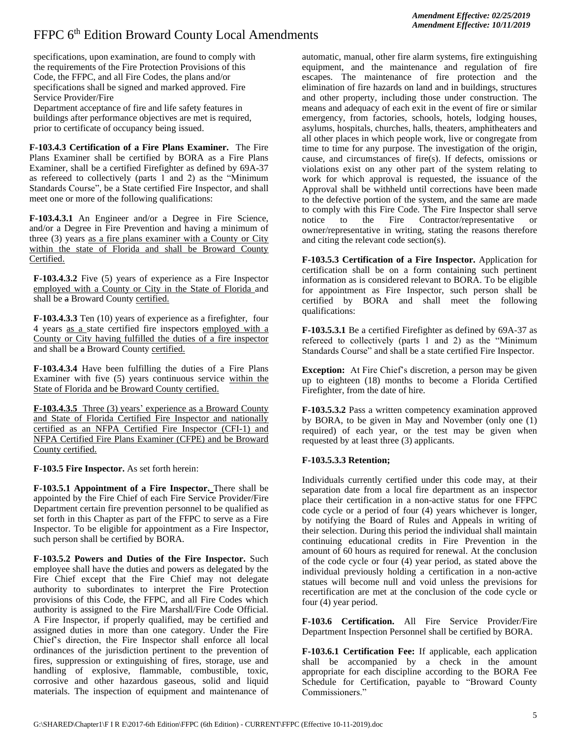specifications, upon examination, are found to comply with the requirements of the Fire Protection Provisions of this Code, the FFPC, and all Fire Codes, the plans and/or specifications shall be signed and marked approved. Fire Service Provider/Fire Department acceptance of fire and life safety features in buildings after performance objectives are met is required, prior to certificate of occupancy being issued.

**F-103.4.3 Certification of a Fire Plans Examiner.** The Fire Plans Examiner shall be certified by BORA as a Fire Plans Examiner, shall be a certified Firefighter as defined by 69A-37 as refereed to collectively (parts 1 and 2) as the "Minimum Standards Course", be a State certified Fire Inspector, and shall meet one or more of the following qualifications:

**F-103.4.3.1** An Engineer and/or a Degree in Fire Science, and/or a Degree in Fire Prevention and having a minimum of three (3) years as a fire plans examiner with a County or City within the state of Florida and shall be Broward County Certified.

**F-103.4.3.2** Five (5) years of experience as a Fire Inspector employed with a County or City in the State of Florida and shall be ~~a~~ Broward County certified.

**F-103.4.3.3** Ten (10) years of experience as a firefighter, four 4 years as a state certified fire inspector~~s~~ employed with a County or City having fulfilled the duties of a fire inspector and shall be ~~a~~ Broward County certified.

**F-103.4.3.4** Have been fulfilling the duties of a Fire Plans Examiner with five (5) years continuous service within the State of Florida and be Broward County certified.

**F-103.4.3.5** Three (3) years' experience as a Broward County and State of Florida Certified Fire Inspector and nationally certified as an NFPA Certified Fire Inspector (CFI-1) and NFPA Certified Fire Plans Examiner (CFPE) and be Broward County certified.

**F-103.5 Fire Inspector.** As set forth herein:

**F-103.5.1 Appointment of a Fire Inspector.** There shall be appointed by the Fire Chief of each Fire Service Provider/Fire Department certain fire prevention personnel to be qualified as set forth in this Chapter as part of the FFPC to serve as a Fire Inspector. To be eligible for appointment as a Fire Inspector, such person shall be certified by BORA.

**F-103.5.2 Powers and Duties of the Fire Inspector.** Such employee shall have the duties and powers as delegated by the Fire Chief except that the Fire Chief may not delegate authority to subordinates to interpret the Fire Protection provisions of this Code, the FFPC, and all Fire Codes which authority is assigned to the Fire Marshall/Fire Code Official. A Fire Inspector, if properly qualified, may be certified and assigned duties in more than one category. Under the Fire Chief's direction, the Fire Inspector shall enforce all local ordinances of the jurisdiction pertinent to the prevention of fires, suppression or extinguishing of fires, storage, use and handling of explosive, flammable, combustible, toxic, corrosive and other hazardous gaseous, solid and liquid materials. The inspection of equipment and maintenance of automatic, manual, other fire alarm systems, fire extinguishing equipment, and the maintenance and regulation of fire escapes. The maintenance of fire protection and the elimination of fire hazards on land and in buildings, structures and other property, including those under construction. The means and adequacy of each exit in the event of fire or similar emergency, from factories, schools, hotels, lodging houses, asylums, hospitals, churches, halls, theaters, amphitheaters and all other places in which people work, live or congregate from time to time for any purpose. The investigation of the origin, cause, and circumstances of fire(s). If defects, omissions or violations exist on any other part of the system relating to work for which approval is requested, the issuance of the Approval shall be withheld until corrections have been made to the defective portion of the system, and the same are made to comply with this Fire Code. The Fire Inspector shall serve notice to the Fire Contractor/representative or owner/representative in writing, stating the reasons therefore and citing the relevant code section(s).

**F-103.5.3 Certification of a Fire Inspector.** Application for certification shall be on a form containing such pertinent information as is considered relevant to BORA. To be eligible for appointment as Fire Inspector, such person shall be certified by BORA and shall meet the following qualifications:

**F-103.5.3.1** Be a certified Firefighter as defined by 69A-37 as refereed to collectively (parts 1 and 2) as the "Minimum Standards Course" and shall be a state certified Fire Inspector.

**Exception:** At Fire Chief's discretion, a person may be given up to eighteen (18) months to become a Florida Certified Firefighter, from the date of hire.

**F-103.5.3.2** Pass a written competency examination approved by BORA, to be given in May and November (only one (1) required) of each year, or the test may be given when requested by at least three (3) applicants.

**F-103.5.3.3 Retention;**

Individuals currently certified under this code may, at their separation date from a local fire department as an inspector place their certification in a non-active status for one FFPC code cycle or a period of four (4) years whichever is longer, by notifying the Board of Rules and Appeals in writing of their selection. During this period the individual shall maintain continuing educational credits in Fire Prevention in the amount of 60 hours as required for renewal. At the conclusion of the code cycle or four (4) year period, as stated above the individual previously holding a certification in a non-active statues will become null and void unless the previsions for recertification are met at the conclusion of the code cycle or four (4) year period.

**F-103.6 Certification.** All Fire Service Provider/Fire Department Inspection Personnel shall be certified by BORA.

**F-103.6.1 Certification Fee:** If applicable, each application shall be accompanied by a check in the amount appropriate for each discipline according to the BORA Fee Schedule for Certification, payable to "Broward County Commissioners."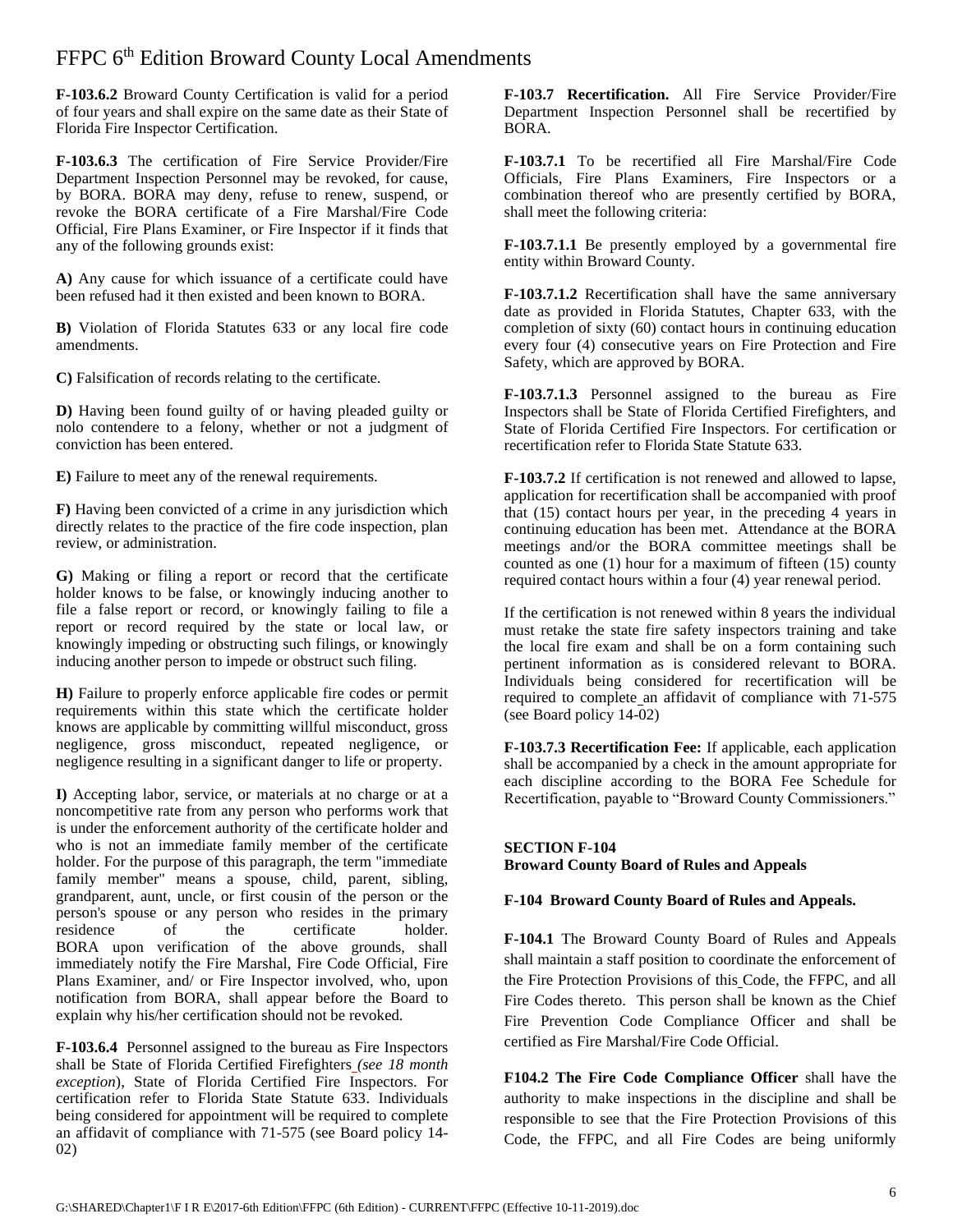**F-103.6.2** Broward County Certification is valid for a period of four years and shall expire on the same date as their State of Florida Fire Inspector Certification.

**F-103.6.3** The certification of Fire Service Provider/Fire Department Inspection Personnel may be revoked, for cause, by BORA. BORA may deny, refuse to renew, suspend, or revoke the BORA certificate of a Fire Marshal/Fire Code Official, Fire Plans Examiner, or Fire Inspector if it finds that any of the following grounds exist:

**A)** Any cause for which issuance of a certificate could have been refused had it then existed and been known to BORA.

**B)** Violation of Florida Statutes 633 or any local fire code amendments.

**C)** Falsification of records relating to the certificate.

**D)** Having been found guilty of or having pleaded guilty or nolo contendere to a felony, whether or not a judgment of conviction has been entered.

**E)** Failure to meet any of the renewal requirements.

**F)** Having been convicted of a crime in any jurisdiction which directly relates to the practice of the fire code inspection, plan review, or administration.

**G)** Making or filing a report or record that the certificate holder knows to be false, or knowingly inducing another to file a false report or record, or knowingly failing to file a report or record required by the state or local law, or knowingly impeding or obstructing such filings, or knowingly inducing another person to impede or obstruct such filing.

**H)** Failure to properly enforce applicable fire codes or permit requirements within this state which the certificate holder knows are applicable by committing willful misconduct, gross negligence, gross misconduct, repeated negligence, or negligence resulting in a significant danger to life or property.

**I)** Accepting labor, service, or materials at no charge or at a noncompetitive rate from any person who performs work that is under the enforcement authority of the certificate holder and who is not an immediate family member of the certificate holder. For the purpose of this paragraph, the term "immediate family member" means a spouse, child, parent, sibling, grandparent, aunt, uncle, or first cousin of the person or the person's spouse or any person who resides in the primary residence of the certificate holder. BORA upon verification of the above grounds, shall immediately notify the Fire Marshal, Fire Code Official, Fire Plans Examiner, and/ or Fire Inspector involved, who, upon notification from BORA, shall appear before the Board to explain why his/her certification should not be revoked.

**F-103.6.4** Personnel assigned to the bureau as Fire Inspectors shall be State of Florida Certified Firefighters *(see 18 month exception*), State of Florida Certified Fire Inspectors. For certification refer to Florida State Statute 633. Individuals being considered for appointment will be required to complete an affidavit of compliance with 71-575 (see Board policy 14-02)

**F-103.7 Recertification.** All Fire Service Provider/Fire Department Inspection Personnel shall be recertified by BORA.

**F-103.7.1** To be recertified all Fire Marshal/Fire Code Officials, Fire Plans Examiners, Fire Inspectors or a combination thereof who are presently certified by BORA, shall meet the following criteria:

**F-103.7.1.1** Be presently employed by a governmental fire entity within Broward County.

**F-103.7.1.2** Recertification shall have the same anniversary date as provided in Florida Statutes, Chapter 633, with the completion of sixty (60) contact hours in continuing education every four (4) consecutive years on Fire Protection and Fire Safety, which are approved by BORA.

**F-103.7.1.3** Personnel assigned to the bureau as Fire Inspectors shall be State of Florida Certified Firefighters, and State of Florida Certified Fire Inspectors. For certification or recertification refer to Florida State Statute 633.

**F-103.7.2** If certification is not renewed and allowed to lapse, application for recertification shall be accompanied with proof that (15) contact hours per year, in the preceding 4 years in continuing education has been met. Attendance at the BORA meetings and/or the BORA committee meetings shall be counted as one (1) hour for a maximum of fifteen (15) county required contact hours within a four (4) year renewal period.

If the certification is not renewed within 8 years the individual must retake the state fire safety inspectors training and take the local fire exam and shall be on a form containing such pertinent information as is considered relevant to BORA. Individuals being considered for recertification will be required to complete an affidavit of compliance with 71-575 (see Board policy 14-02)

**F-103.7.3 Recertification Fee:** If applicable, each application shall be accompanied by a check in the amount appropriate for each discipline according to the BORA Fee Schedule for Recertification, payable to "Broward County Commissioners."

**SECTION F-104**
**Broward County Board of Rules and Appeals**

**F-104 Broward County Board of Rules and Appeals.**

**F-104.1** The Broward County Board of Rules and Appeals shall maintain a staff position to coordinate the enforcement of the Fire Protection Provisions of this Code, the FFPC, and all Fire Codes thereto. This person shall be known as the Chief Fire Prevention Code Compliance Officer and shall be certified as Fire Marshal/Fire Code Official.

**F104.2 The Fire Code Compliance Officer** shall have the authority to make inspections in the discipline and shall be responsible to see that the Fire Protection Provisions of this Code, the FFPC, and all Fire Codes are being uniformly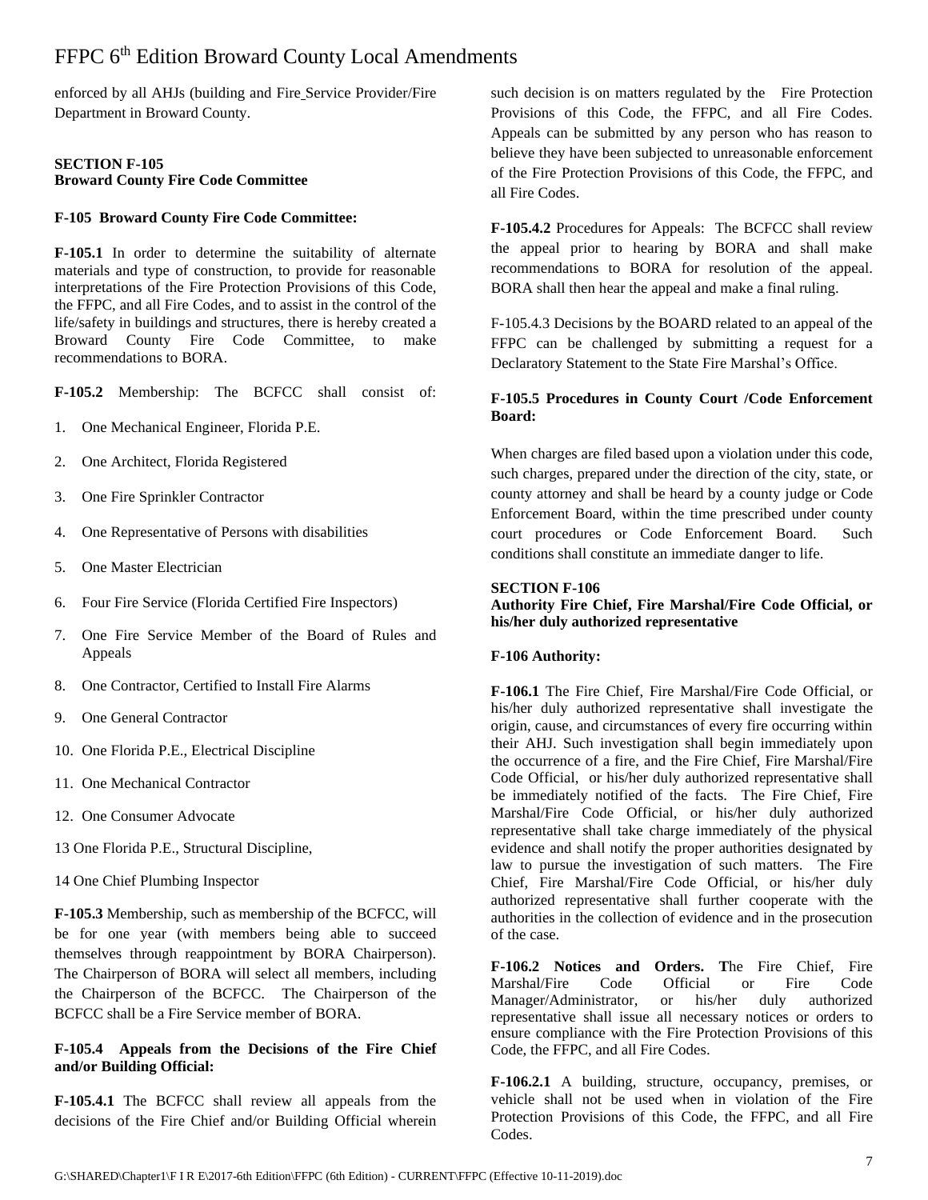enforced by all AHJs (building and Fire Service Provider/Fire Department in Broward County.

**SECTION F-105**
**Broward County Fire Code Committee**

**F-105 Broward County Fire Code Committee:**

**F-105.1** In order to determine the suitability of alternate materials and type of construction, to provide for reasonable interpretations of the Fire Protection Provisions of this Code, the FFPC, and all Fire Codes, and to assist in the control of the life/safety in buildings and structures, there is hereby created a Broward County Fire Code Committee, to make recommendations to BORA.

**F-105.2** Membership: The BCFCC shall consist of:

1. One Mechanical Engineer, Florida P.E.
2. One Architect, Florida Registered
3. One Fire Sprinkler Contractor
4. One Representative of Persons with disabilities
5. One Master Electrician
6. Four Fire Service (Florida Certified Fire Inspectors)
7. One Fire Service Member of the Board of Rules and Appeals
8. One Contractor, Certified to Install Fire Alarms
9. One General Contractor
10. One Florida P.E., Electrical Discipline
11. One Mechanical Contractor
12. One Consumer Advocate

13 One Florida P.E., Structural Discipline,

14 One Chief Plumbing Inspector

**F-105.3** Membership, such as membership of the BCFCC, will be for one year (with members being able to succeed themselves through reappointment by BORA Chairperson). The Chairperson of BORA will select all members, including the Chairperson of the BCFCC. The Chairperson of the BCFCC shall be a Fire Service member of BORA.

**F-105.4 Appeals from the Decisions of the Fire Chief and/or Building Official:**

**F-105.4.1** The BCFCC shall review all appeals from the decisions of the Fire Chief and/or Building Official wherein such decision is on matters regulated by the Fire Protection Provisions of this Code, the FFPC, and all Fire Codes. Appeals can be submitted by any person who has reason to believe they have been subjected to unreasonable enforcement of the Fire Protection Provisions of this Code, the FFPC, and all Fire Codes.

**F-105.4.2** Procedures for Appeals: The BCFCC shall review the appeal prior to hearing by BORA and shall make recommendations to BORA for resolution of the appeal. BORA shall then hear the appeal and make a final ruling.

F-105.4.3 Decisions by the BOARD related to an appeal of the FFPC can be challenged by submitting a request for a Declaratory Statement to the State Fire Marshal's Office.

**F-105.5 Procedures in County Court /Code Enforcement Board:**

When charges are filed based upon a violation under this code, such charges, prepared under the direction of the city, state, or county attorney and shall be heard by a county judge or Code Enforcement Board, within the time prescribed under county court procedures or Code Enforcement Board. Such conditions shall constitute an immediate danger to life.

**SECTION F-106**
**Authority Fire Chief, Fire Marshal/Fire Code Official, or his/her duly authorized representative**

**F-106 Authority:**

**F-106.1** The Fire Chief, Fire Marshal/Fire Code Official, or his/her duly authorized representative shall investigate the origin, cause, and circumstances of every fire occurring within their AHJ. Such investigation shall begin immediately upon the occurrence of a fire, and the Fire Chief, Fire Marshal/Fire Code Official, or his/her duly authorized representative shall be immediately notified of the facts. The Fire Chief, Fire Marshal/Fire Code Official, or his/her duly authorized representative shall take charge immediately of the physical evidence and shall notify the proper authorities designated by law to pursue the investigation of such matters. The Fire Chief, Fire Marshal/Fire Code Official, or his/her duly authorized representative shall further cooperate with the authorities in the collection of evidence and in the prosecution of the case.

**F-106.2 Notices and Orders.** The Fire Chief, Fire Marshal/Fire Code Official or Fire Code Manager/Administrator, or his/her duly authorized representative shall issue all necessary notices or orders to ensure compliance with the Fire Protection Provisions of this Code, the FFPC, and all Fire Codes.

**F-106.2.1** A building, structure, occupancy, premises, or vehicle shall not be used when in violation of the Fire Protection Provisions of this Code, the FFPC, and all Fire Codes.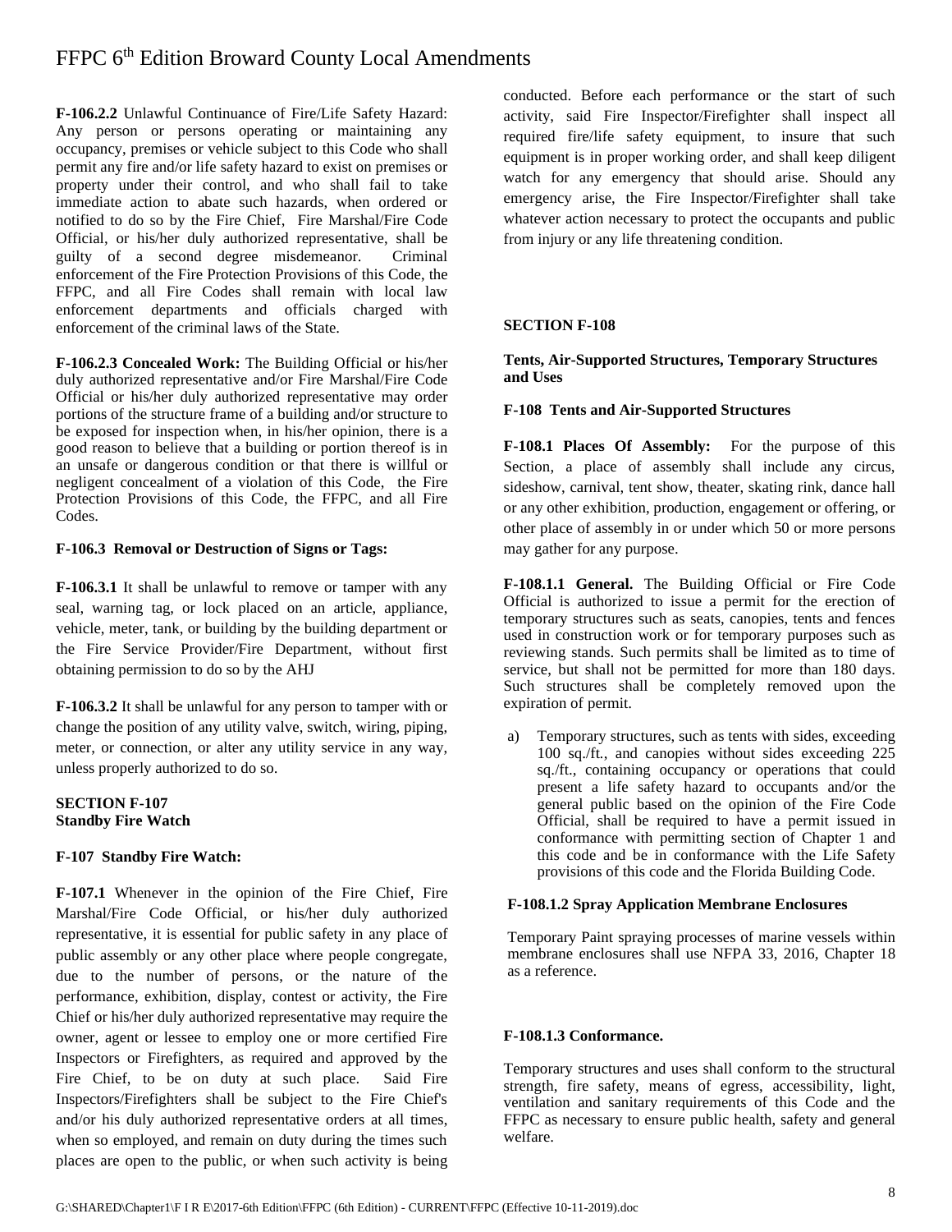**F-106.2.2** Unlawful Continuance of Fire/Life Safety Hazard: Any person or persons operating or maintaining any occupancy, premises or vehicle subject to this Code who shall permit any fire and/or life safety hazard to exist on premises or property under their control, and who shall fail to take immediate action to abate such hazards, when ordered or notified to do so by the Fire Chief, Fire Marshal/Fire Code Official, or his/her duly authorized representative, shall be guilty of a second degree misdemeanor. Criminal enforcement of the Fire Protection Provisions of this Code, the FFPC, and all Fire Codes shall remain with local law enforcement departments and officials charged with enforcement of the criminal laws of the State.

**F-106.2.3 Concealed Work:** The Building Official or his/her duly authorized representative and/or Fire Marshal/Fire Code Official or his/her duly authorized representative may order portions of the structure frame of a building and/or structure to be exposed for inspection when, in his/her opinion, there is a good reason to believe that a building or portion thereof is in an unsafe or dangerous condition or that there is willful or negligent concealment of a violation of this Code, the Fire Protection Provisions of this Code, the FFPC, and all Fire Codes.

**F-106.3 Removal or Destruction of Signs or Tags:**

**F-106.3.1** It shall be unlawful to remove or tamper with any seal, warning tag, or lock placed on an article, appliance, vehicle, meter, tank, or building by the building department or the Fire Service Provider/Fire Department, without first obtaining permission to do so by the AHJ

**F-106.3.2** It shall be unlawful for any person to tamper with or change the position of any utility valve, switch, wiring, piping, meter, or connection, or alter any utility service in any way, unless properly authorized to do so.

**SECTION F-107**
**Standby Fire Watch**

**F-107 Standby Fire Watch:**

**F-107.1** Whenever in the opinion of the Fire Chief, Fire Marshal/Fire Code Official, or his/her duly authorized representative, it is essential for public safety in any place of public assembly or any other place where people congregate, due to the number of persons, or the nature of the performance, exhibition, display, contest or activity, the Fire Chief or his/her duly authorized representative may require the owner, agent or lessee to employ one or more certified Fire Inspectors or Firefighters, as required and approved by the Fire Chief, to be on duty at such place. Said Fire Inspectors/Firefighters shall be subject to the Fire Chief's and/or his duly authorized representative orders at all times, when so employed, and remain on duty during the times such places are open to the public, or when such activity is being conducted. Before each performance or the start of such activity, said Fire Inspector/Firefighter shall inspect all required fire/life safety equipment, to insure that such equipment is in proper working order, and shall keep diligent watch for any emergency that should arise. Should any emergency arise, the Fire Inspector/Firefighter shall take whatever action necessary to protect the occupants and public from injury or any life threatening condition.

**SECTION F-108**

**Tents, Air-Supported Structures, Temporary Structures and Uses**

**F-108 Tents and Air-Supported Structures**

**F-108.1 Places Of Assembly:** For the purpose of this Section, a place of assembly shall include any circus, sideshow, carnival, tent show, theater, skating rink, dance hall or any other exhibition, production, engagement or offering, or other place of assembly in or under which 50 or more persons may gather for any purpose.

**F-108.1.1 General.** The Building Official or Fire Code Official is authorized to issue a permit for the erection of temporary structures such as seats, canopies, tents and fences used in construction work or for temporary purposes such as reviewing stands. Such permits shall be limited as to time of service, but shall not be permitted for more than 180 days. Such structures shall be completely removed upon the expiration of permit.

a) Temporary structures, such as tents with sides, exceeding 100 sq./ft., and canopies without sides exceeding 225 sq./ft., containing occupancy or operations that could present a life safety hazard to occupants and/or the general public based on the opinion of the Fire Code Official, shall be required to have a permit issued in conformance with permitting section of Chapter 1 and this code and be in conformance with the Life Safety provisions of this code and the Florida Building Code.

**F-108.1.2 Spray Application Membrane Enclosures**

Temporary Paint spraying processes of marine vessels within membrane enclosures shall use NFPA 33, 2016, Chapter 18 as a reference.

**F-108.1.3 Conformance.**

Temporary structures and uses shall conform to the structural strength, fire safety, means of egress, accessibility, light, ventilation and sanitary requirements of this Code and the FFPC as necessary to ensure public health, safety and general welfare.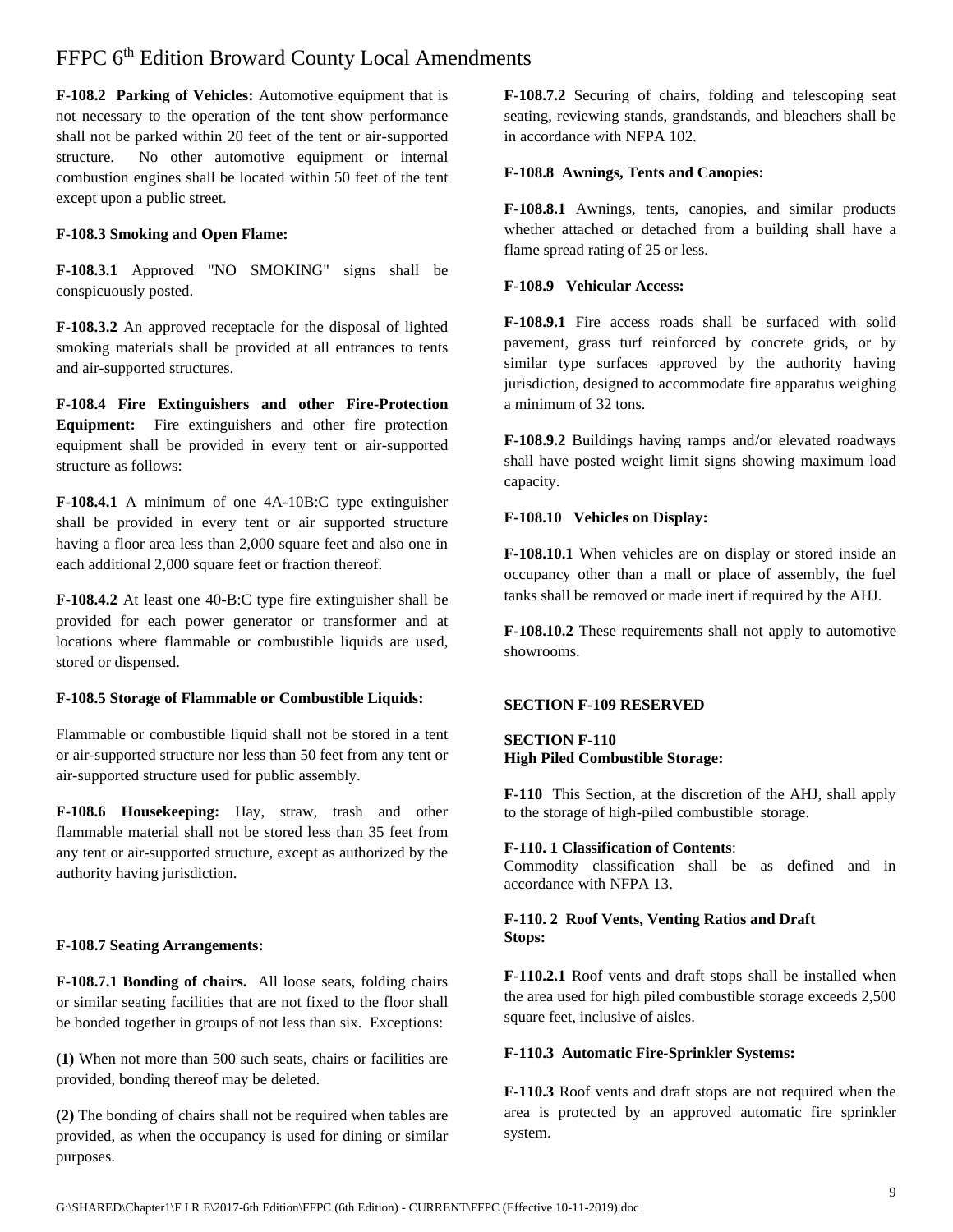**F-108.2 Parking of Vehicles:** Automotive equipment that is not necessary to the operation of the tent show performance shall not be parked within 20 feet of the tent or air-supported structure. No other automotive equipment or internal combustion engines shall be located within 50 feet of the tent except upon a public street.

**F-108.3 Smoking and Open Flame:**

**F-108.3.1** Approved "NO SMOKING" signs shall be conspicuously posted.

**F-108.3.2** An approved receptacle for the disposal of lighted smoking materials shall be provided at all entrances to tents and air-supported structures.

**F-108.4 Fire Extinguishers and other Fire-Protection Equipment:** Fire extinguishers and other fire protection equipment shall be provided in every tent or air-supported structure as follows:

**F-108.4.1** A minimum of one 4A-10B:C type extinguisher shall be provided in every tent or air supported structure having a floor area less than 2,000 square feet and also one in each additional 2,000 square feet or fraction thereof.

**F-108.4.2** At least one 40-B:C type fire extinguisher shall be provided for each power generator or transformer and at locations where flammable or combustible liquids are used, stored or dispensed.

**F-108.5 Storage of Flammable or Combustible Liquids:**

Flammable or combustible liquid shall not be stored in a tent or air-supported structure nor less than 50 feet from any tent or air-supported structure used for public assembly.

**F-108.6 Housekeeping:** Hay, straw, trash and other flammable material shall not be stored less than 35 feet from any tent or air-supported structure, except as authorized by the authority having jurisdiction.

**F-108.7 Seating Arrangements:**

**F-108.7.1 Bonding of chairs.** All loose seats, folding chairs or similar seating facilities that are not fixed to the floor shall be bonded together in groups of not less than six. Exceptions:

**(1)** When not more than 500 such seats, chairs or facilities are provided, bonding thereof may be deleted.

**(2)** The bonding of chairs shall not be required when tables are provided, as when the occupancy is used for dining or similar purposes.

**F-108.7.2** Securing of chairs, folding and telescoping seat seating, reviewing stands, grandstands, and bleachers shall be in accordance with NFPA 102.

**F-108.8 Awnings, Tents and Canopies:**

**F-108.8.1** Awnings, tents, canopies, and similar products whether attached or detached from a building shall have a flame spread rating of 25 or less.

**F-108.9 Vehicular Access:**

**F-108.9.1** Fire access roads shall be surfaced with solid pavement, grass turf reinforced by concrete grids, or by similar type surfaces approved by the authority having jurisdiction, designed to accommodate fire apparatus weighing a minimum of 32 tons.

**F-108.9.2** Buildings having ramps and/or elevated roadways shall have posted weight limit signs showing maximum load capacity.

**F-108.10 Vehicles on Display:**

**F-108.10.1** When vehicles are on display or stored inside an occupancy other than a mall or place of assembly, the fuel tanks shall be removed or made inert if required by the AHJ.

**F-108.10.2** These requirements shall not apply to automotive showrooms.

## SECTION F-109 RESERVED

## SECTION F-110
## High Piled Combustible Storage:

**F-110** This Section, at the discretion of the AHJ, shall apply to the storage of high-piled combustible storage.

**F-110. 1 Classification of Contents**:
Commodity classification shall be as defined and in accordance with NFPA 13.

**F-110. 2 Roof Vents, Venting Ratios and Draft Stops:**

**F-110.2.1** Roof vents and draft stops shall be installed when the area used for high piled combustible storage exceeds 2,500 square feet, inclusive of aisles.

**F-110.3 Automatic Fire-Sprinkler Systems:**

**F-110.3** Roof vents and draft stops are not required when the area is protected by an approved automatic fire sprinkler system.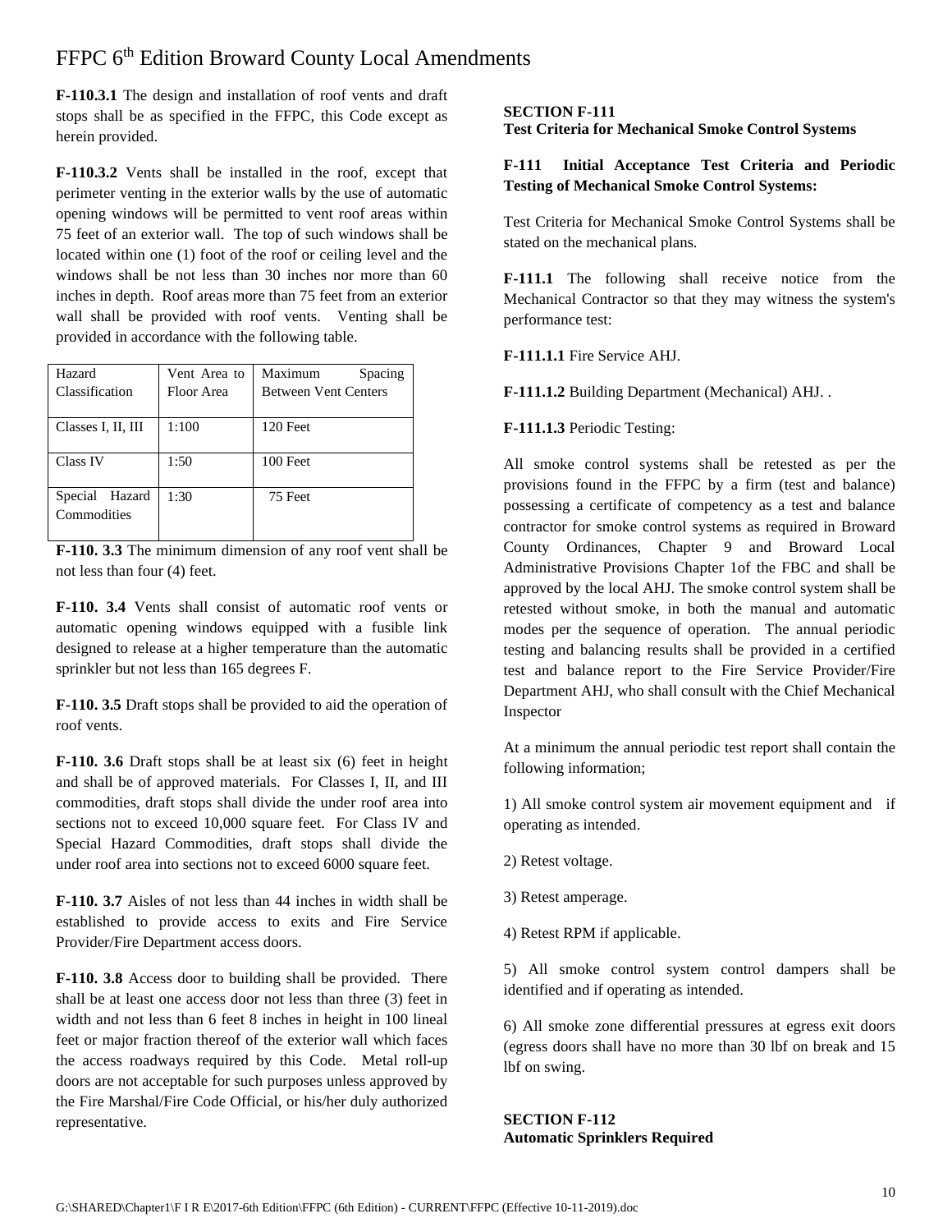**F-110.3.1** The design and installation of roof vents and draft stops shall be as specified in the FFPC, this Code except as herein provided.

**F-110.3.2** Vents shall be installed in the roof, except that perimeter venting in the exterior walls by the use of automatic opening windows will be permitted to vent roof areas within 75 feet of an exterior wall. The top of such windows shall be located within one (1) foot of the roof or ceiling level and the windows shall be not less than 30 inches nor more than 60 inches in depth. Roof areas more than 75 feet from an exterior wall shall be provided with roof vents. Venting shall be provided in accordance with the following table.

| Hazard Classification | Vent Area to Floor Area | Maximum Spacing Between Vent Centers |
|---|---|---|
| Classes I, II, III | 1:100 | 120 Feet |
| Class IV | 1:50 | 100 Feet |
| Special Hazard Commodities | 1:30 | 75 Feet |

**F-110. 3.3** The minimum dimension of any roof vent shall be not less than four (4) feet.

**F-110. 3.4** Vents shall consist of automatic roof vents or automatic opening windows equipped with a fusible link designed to release at a higher temperature than the automatic sprinkler but not less than 165 degrees F.

**F-110. 3.5** Draft stops shall be provided to aid the operation of roof vents.

**F-110. 3.6** Draft stops shall be at least six (6) feet in height and shall be of approved materials. For Classes I, II, and III commodities, draft stops shall divide the under roof area into sections not to exceed 10,000 square feet. For Class IV and Special Hazard Commodities, draft stops shall divide the under roof area into sections not to exceed 6000 square feet.

**F-110. 3.7** Aisles of not less than 44 inches in width shall be established to provide access to exits and Fire Service Provider/Fire Department access doors.

**F-110. 3.8** Access door to building shall be provided. There shall be at least one access door not less than three (3) feet in width and not less than 6 feet 8 inches in height in 100 lineal feet or major fraction thereof of the exterior wall which faces the access roadways required by this Code. Metal roll-up doors are not acceptable for such purposes unless approved by the Fire Marshal/Fire Code Official, or his/her duly authorized representative.

## SECTION F-111
## Test Criteria for Mechanical Smoke Control Systems

**F-111 Initial Acceptance Test Criteria and Periodic Testing of Mechanical Smoke Control Systems:**

Test Criteria for Mechanical Smoke Control Systems shall be stated on the mechanical plans.

**F-111.1** The following shall receive notice from the Mechanical Contractor so that they may witness the system's performance test:

**F-111.1.1** Fire Service AHJ.

**F-111.1.2** Building Department (Mechanical) AHJ. .

**F-111.1.3** Periodic Testing:

All smoke control systems shall be retested as per the provisions found in the FFPC by a firm (test and balance) possessing a certificate of competency as a test and balance contractor for smoke control systems as required in Broward County Ordinances, Chapter 9 and Broward Local Administrative Provisions Chapter 1of the FBC and shall be approved by the local AHJ. The smoke control system shall be retested without smoke, in both the manual and automatic modes per the sequence of operation. The annual periodic testing and balancing results shall be provided in a certified test and balance report to the Fire Service Provider/Fire Department AHJ, who shall consult with the Chief Mechanical Inspector

At a minimum the annual periodic test report shall contain the following information;

1) All smoke control system air movement equipment and if operating as intended.

2) Retest voltage.

3) Retest amperage.

4) Retest RPM if applicable.

5) All smoke control system control dampers shall be identified and if operating as intended.

6) All smoke zone differential pressures at egress exit doors (egress doors shall have no more than 30 lbf on break and 15 lbf on swing.

## SECTION F-112
## Automatic Sprinklers Required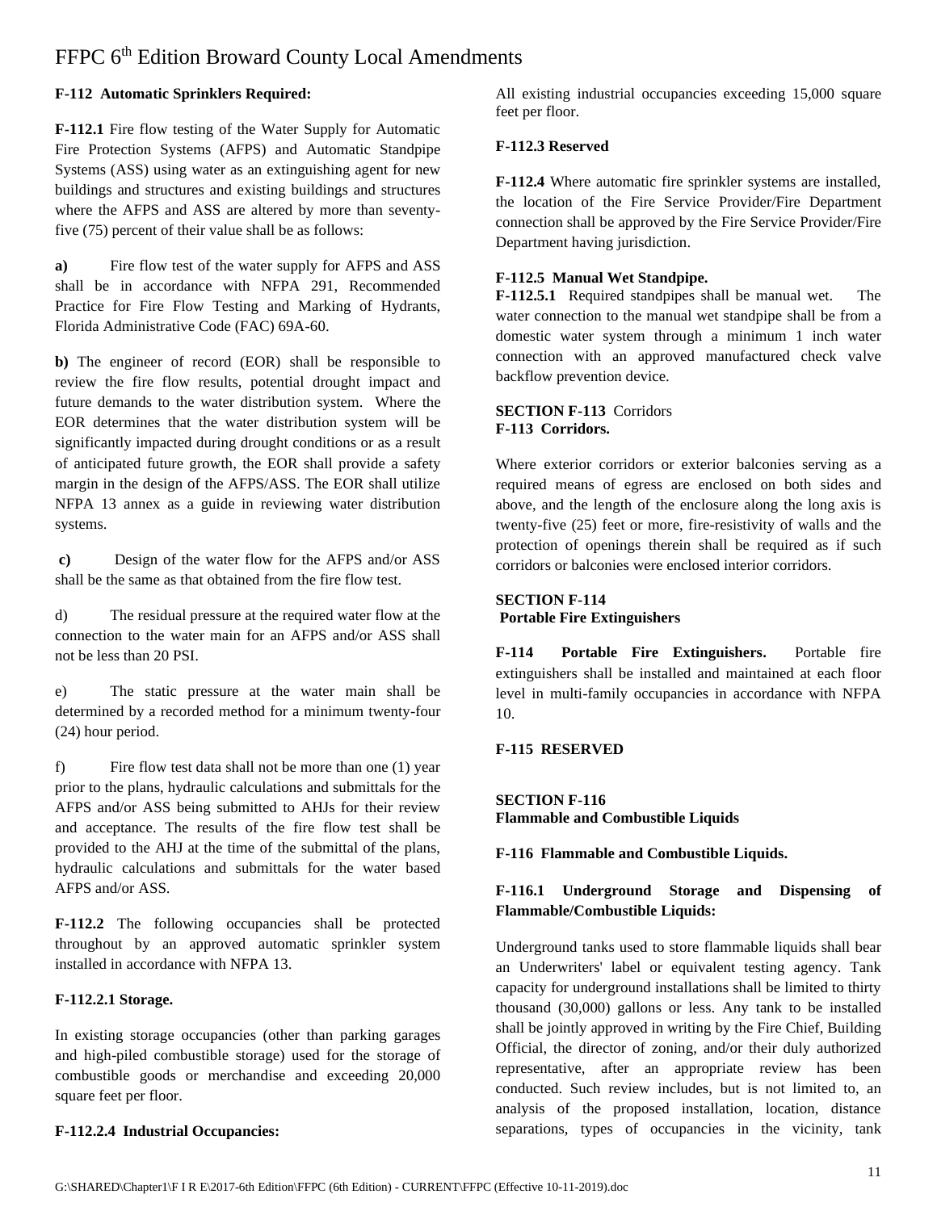**F-112 Automatic Sprinklers Required:**

**F-112.1** Fire flow testing of the Water Supply for Automatic Fire Protection Systems (AFPS) and Automatic Standpipe Systems (ASS) using water as an extinguishing agent for new buildings and structures and existing buildings and structures where the AFPS and ASS are altered by more than seventy-five (75) percent of their value shall be as follows:

**a)** Fire flow test of the water supply for AFPS and ASS shall be in accordance with NFPA 291, Recommended Practice for Fire Flow Testing and Marking of Hydrants, Florida Administrative Code (FAC) 69A-60.

**b)** The engineer of record (EOR) shall be responsible to review the fire flow results, potential drought impact and future demands to the water distribution system. Where the EOR determines that the water distribution system will be significantly impacted during drought conditions or as a result of anticipated future growth, the EOR shall provide a safety margin in the design of the AFPS/ASS. The EOR shall utilize NFPA 13 annex as a guide in reviewing water distribution systems.

**c)** Design of the water flow for the AFPS and/or ASS shall be the same as that obtained from the fire flow test.

d) The residual pressure at the required water flow at the connection to the water main for an AFPS and/or ASS shall not be less than 20 PSI.

e) The static pressure at the water main shall be determined by a recorded method for a minimum twenty-four (24) hour period.

f) Fire flow test data shall not be more than one (1) year prior to the plans, hydraulic calculations and submittals for the AFPS and/or ASS being submitted to AHJs for their review and acceptance. The results of the fire flow test shall be provided to the AHJ at the time of the submittal of the plans, hydraulic calculations and submittals for the water based AFPS and/or ASS.

**F-112.2** The following occupancies shall be protected throughout by an approved automatic sprinkler system installed in accordance with NFPA 13.

**F-112.2.1 Storage.**

In existing storage occupancies (other than parking garages and high-piled combustible storage) used for the storage of combustible goods or merchandise and exceeding 20,000 square feet per floor.

**F-112.2.4 Industrial Occupancies:**

All existing industrial occupancies exceeding 15,000 square feet per floor.

**F-112.3 Reserved**

**F-112.4** Where automatic fire sprinkler systems are installed, the location of the Fire Service Provider/Fire Department connection shall be approved by the Fire Service Provider/Fire Department having jurisdiction.

**F-112.5 Manual Wet Standpipe.**

**F-112.5.1** Required standpipes shall be manual wet. The water connection to the manual wet standpipe shall be from a domestic water system through a minimum 1 inch water connection with an approved manufactured check valve backflow prevention device.

**SECTION F-113** Corridors

**F-113 Corridors.**

Where exterior corridors or exterior balconies serving as a required means of egress are enclosed on both sides and above, and the length of the enclosure along the long axis is twenty-five (25) feet or more, fire-resistivity of walls and the protection of openings therein shall be required as if such corridors or balconies were enclosed interior corridors.

**SECTION F-114**
**Portable Fire Extinguishers**

**F-114 Portable Fire Extinguishers.** Portable fire extinguishers shall be installed and maintained at each floor level in multi-family occupancies in accordance with NFPA 10.

**F-115 RESERVED**

**SECTION F-116**
**Flammable and Combustible Liquids**

**F-116 Flammable and Combustible Liquids.**

**F-116.1 Underground Storage and Dispensing of Flammable/Combustible Liquids:**

Underground tanks used to store flammable liquids shall bear an Underwriters' label or equivalent testing agency. Tank capacity for underground installations shall be limited to thirty thousand (30,000) gallons or less. Any tank to be installed shall be jointly approved in writing by the Fire Chief, Building Official, the director of zoning, and/or their duly authorized representative, after an appropriate review has been conducted. Such review includes, but is not limited to, an analysis of the proposed installation, location, distance separations, types of occupancies in the vicinity, tank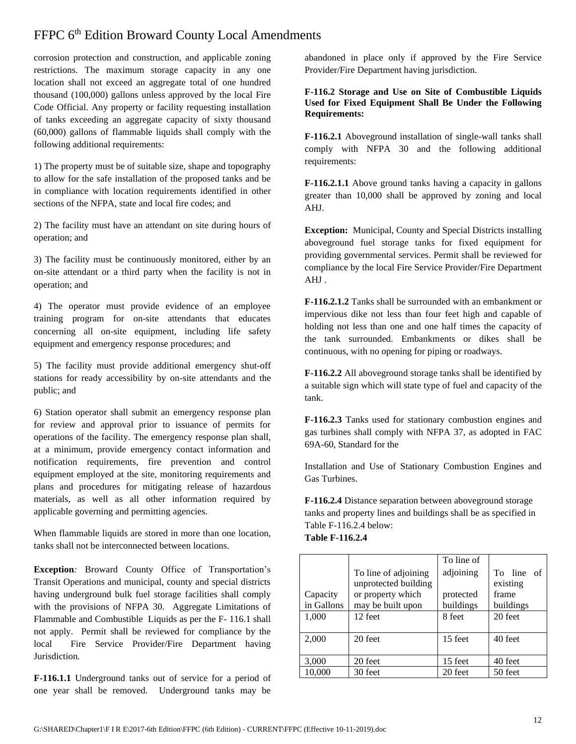corrosion protection and construction, and applicable zoning restrictions. The maximum storage capacity in any one location shall not exceed an aggregate total of one hundred thousand (100,000) gallons unless approved by the local Fire Code Official. Any property or facility requesting installation of tanks exceeding an aggregate capacity of sixty thousand (60,000) gallons of flammable liquids shall comply with the following additional requirements:

1) The property must be of suitable size, shape and topography to allow for the safe installation of the proposed tanks and be in compliance with location requirements identified in other sections of the NFPA, state and local fire codes; and

2) The facility must have an attendant on site during hours of operation; and

3) The facility must be continuously monitored, either by an on-site attendant or a third party when the facility is not in operation; and

4) The operator must provide evidence of an employee training program for on-site attendants that educates concerning all on-site equipment, including life safety equipment and emergency response procedures; and

5) The facility must provide additional emergency shut-off stations for ready accessibility by on-site attendants and the public; and

6) Station operator shall submit an emergency response plan for review and approval prior to issuance of permits for operations of the facility. The emergency response plan shall, at a minimum, provide emergency contact information and notification requirements, fire prevention and control equipment employed at the site, monitoring requirements and plans and procedures for mitigating release of hazardous materials, as well as all other information required by applicable governing and permitting agencies.

When flammable liquids are stored in more than one location, tanks shall not be interconnected between locations.

**Exception***:* Broward County Office of Transportation's Transit Operations and municipal, county and special districts having underground bulk fuel storage facilities shall comply with the provisions of NFPA 30. Aggregate Limitations of Flammable and Combustible Liquids as per the F- 116.1 shall not apply. Permit shall be reviewed for compliance by the local Fire Service Provider/Fire Department having Jurisdiction.

**F-116.1.1** Underground tanks out of service for a period of one year shall be removed. Underground tanks may be abandoned in place only if approved by the Fire Service Provider/Fire Department having jurisdiction.

**F-116.2 Storage and Use on Site of Combustible Liquids Used for Fixed Equipment Shall Be Under the Following Requirements:**

**F-116.2.1** Aboveground installation of single-wall tanks shall comply with NFPA 30 and the following additional requirements:

**F-116.2.1.1** Above ground tanks having a capacity in gallons greater than 10,000 shall be approved by zoning and local AHJ.

**Exception:** Municipal, County and Special Districts installing aboveground fuel storage tanks for fixed equipment for providing governmental services. Permit shall be reviewed for compliance by the local Fire Service Provider/Fire Department AHJ .

**F-116.2.1.2** Tanks shall be surrounded with an embankment or impervious dike not less than four feet high and capable of holding not less than one and one half times the capacity of the tank surrounded. Embankments or dikes shall be continuous, with no opening for piping or roadways.

**F-116.2.2** All aboveground storage tanks shall be identified by a suitable sign which will state type of fuel and capacity of the tank.

**F-116.2.3** Tanks used for stationary combustion engines and gas turbines shall comply with NFPA 37, as adopted in FAC 69A-60, Standard for the

Installation and Use of Stationary Combustion Engines and Gas Turbines.

**F-116.2.4** Distance separation between aboveground storage tanks and property lines and buildings shall be as specified in Table F-116.2.4 below:

**Table F-116.2.4**

| Capacity in Gallons | To line of adjoining unprotected building or property which may be built upon | To line of adjoining protected buildings | To line of existing frame buildings |
|---|---|---|---|
| 1,000 | 12 feet | 8 feet | 20 feet |
| 2,000 | 20 feet | 15 feet | 40 feet |
| 3,000 | 20 feet | 15 feet | 40 feet |
| 10,000 | 30 feet | 20 feet | 50 feet |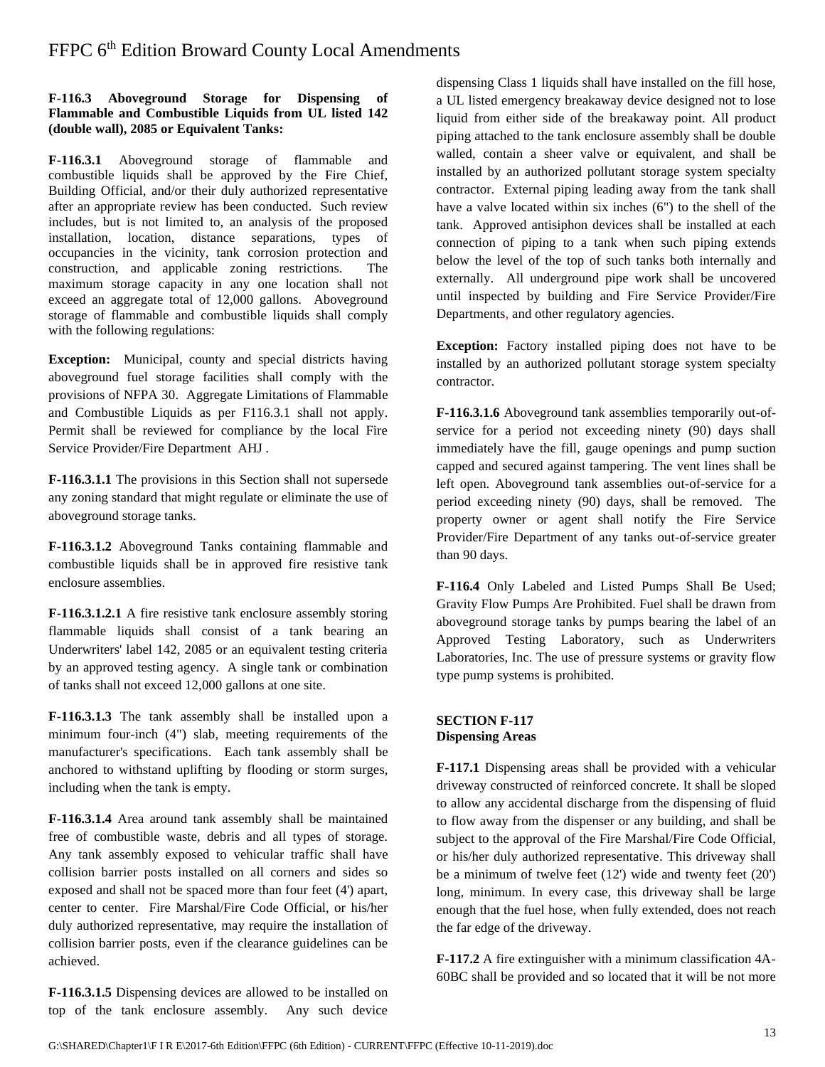**F-116.3 Aboveground Storage for Dispensing of Flammable and Combustible Liquids from UL listed 142 (double wall), 2085 or Equivalent Tanks:**

**F-116.3.1** Aboveground storage of flammable and combustible liquids shall be approved by the Fire Chief, Building Official, and/or their duly authorized representative after an appropriate review has been conducted. Such review includes, but is not limited to, an analysis of the proposed installation, location, distance separations, types of occupancies in the vicinity, tank corrosion protection and construction, and applicable zoning restrictions. The maximum storage capacity in any one location shall not exceed an aggregate total of 12,000 gallons. Aboveground storage of flammable and combustible liquids shall comply with the following regulations:

**Exception:** Municipal, county and special districts having aboveground fuel storage facilities shall comply with the provisions of NFPA 30. Aggregate Limitations of Flammable and Combustible Liquids as per F116.3.1 shall not apply. Permit shall be reviewed for compliance by the local Fire Service Provider/Fire Department AHJ .

**F-116.3.1.1** The provisions in this Section shall not supersede any zoning standard that might regulate or eliminate the use of aboveground storage tanks.

**F-116.3.1.2** Aboveground Tanks containing flammable and combustible liquids shall be in approved fire resistive tank enclosure assemblies.

**F-116.3.1.2.1** A fire resistive tank enclosure assembly storing flammable liquids shall consist of a tank bearing an Underwriters' label 142, 2085 or an equivalent testing criteria by an approved testing agency. A single tank or combination of tanks shall not exceed 12,000 gallons at one site.

**F-116.3.1.3** The tank assembly shall be installed upon a minimum four-inch (4") slab, meeting requirements of the manufacturer's specifications. Each tank assembly shall be anchored to withstand uplifting by flooding or storm surges, including when the tank is empty.

**F-116.3.1.4** Area around tank assembly shall be maintained free of combustible waste, debris and all types of storage. Any tank assembly exposed to vehicular traffic shall have collision barrier posts installed on all corners and sides so exposed and shall not be spaced more than four feet (4') apart, center to center. Fire Marshal/Fire Code Official, or his/her duly authorized representative, may require the installation of collision barrier posts, even if the clearance guidelines can be achieved.

**F-116.3.1.5** Dispensing devices are allowed to be installed on top of the tank enclosure assembly. Any such device dispensing Class 1 liquids shall have installed on the fill hose, a UL listed emergency breakaway device designed not to lose liquid from either side of the breakaway point. All product piping attached to the tank enclosure assembly shall be double walled, contain a sheer valve or equivalent, and shall be installed by an authorized pollutant storage system specialty contractor. External piping leading away from the tank shall have a valve located within six inches (6") to the shell of the tank. Approved antisiphon devices shall be installed at each connection of piping to a tank when such piping extends below the level of the top of such tanks both internally and externally. All underground pipe work shall be uncovered until inspected by building and Fire Service Provider/Fire Departments, and other regulatory agencies.

**Exception:** Factory installed piping does not have to be installed by an authorized pollutant storage system specialty contractor.

**F-116.3.1.6** Aboveground tank assemblies temporarily out-of-service for a period not exceeding ninety (90) days shall immediately have the fill, gauge openings and pump suction capped and secured against tampering. The vent lines shall be left open. Aboveground tank assemblies out-of-service for a period exceeding ninety (90) days, shall be removed. The property owner or agent shall notify the Fire Service Provider/Fire Department of any tanks out-of-service greater than 90 days.

**F-116.4** Only Labeled and Listed Pumps Shall Be Used; Gravity Flow Pumps Are Prohibited. Fuel shall be drawn from aboveground storage tanks by pumps bearing the label of an Approved Testing Laboratory, such as Underwriters Laboratories, Inc. The use of pressure systems or gravity flow type pump systems is prohibited.

## SECTION F-117
## Dispensing Areas

**F-117.1** Dispensing areas shall be provided with a vehicular driveway constructed of reinforced concrete. It shall be sloped to allow any accidental discharge from the dispensing of fluid to flow away from the dispenser or any building, and shall be subject to the approval of the Fire Marshal/Fire Code Official, or his/her duly authorized representative. This driveway shall be a minimum of twelve feet (12') wide and twenty feet (20') long, minimum. In every case, this driveway shall be large enough that the fuel hose, when fully extended, does not reach the far edge of the driveway.

**F-117.2** A fire extinguisher with a minimum classification 4A-60BC shall be provided and so located that it will be not more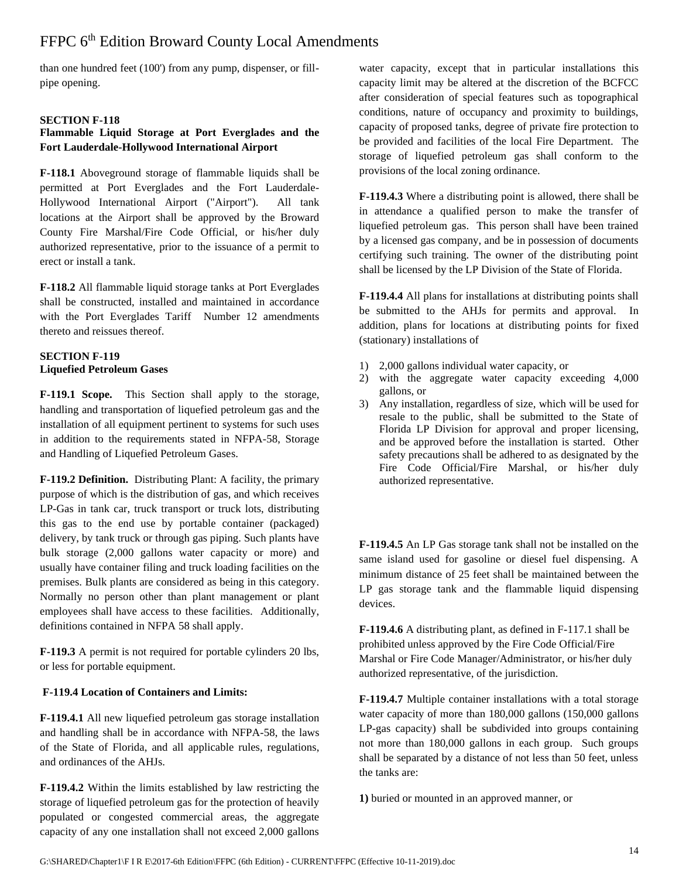than one hundred feet (100') from any pump, dispenser, or fill-pipe opening.

**SECTION F-118**
**Flammable Liquid Storage at Port Everglades and the Fort Lauderdale-Hollywood International Airport**

**F-118.1** Aboveground storage of flammable liquids shall be permitted at Port Everglades and the Fort Lauderdale-Hollywood International Airport ("Airport"). All tank locations at the Airport shall be approved by the Broward County Fire Marshal/Fire Code Official, or his/her duly authorized representative, prior to the issuance of a permit to erect or install a tank.

**F-118.2** All flammable liquid storage tanks at Port Everglades shall be constructed, installed and maintained in accordance with the Port Everglades Tariff Number 12 amendments thereto and reissues thereof.

**SECTION F-119**
**Liquefied Petroleum Gases**

**F-119.1 Scope.** This Section shall apply to the storage, handling and transportation of liquefied petroleum gas and the installation of all equipment pertinent to systems for such uses in addition to the requirements stated in NFPA-58, Storage and Handling of Liquefied Petroleum Gases.

**F-119.2 Definition.** Distributing Plant: A facility, the primary purpose of which is the distribution of gas, and which receives LP-Gas in tank car, truck transport or truck lots, distributing this gas to the end use by portable container (packaged) delivery, by tank truck or through gas piping. Such plants have bulk storage (2,000 gallons water capacity or more) and usually have container filing and truck loading facilities on the premises. Bulk plants are considered as being in this category. Normally no person other than plant management or plant employees shall have access to these facilities. Additionally, definitions contained in NFPA 58 shall apply.

**F-119.3** A permit is not required for portable cylinders 20 lbs, or less for portable equipment.

**F-119.4 Location of Containers and Limits:**

**F-119.4.1** All new liquefied petroleum gas storage installation and handling shall be in accordance with NFPA-58, the laws of the State of Florida, and all applicable rules, regulations, and ordinances of the AHJs.

**F-119.4.2** Within the limits established by law restricting the storage of liquefied petroleum gas for the protection of heavily populated or congested commercial areas, the aggregate capacity of any one installation shall not exceed 2,000 gallons water capacity, except that in particular installations this capacity limit may be altered at the discretion of the BCFCC after consideration of special features such as topographical conditions, nature of occupancy and proximity to buildings, capacity of proposed tanks, degree of private fire protection to be provided and facilities of the local Fire Department. The storage of liquefied petroleum gas shall conform to the provisions of the local zoning ordinance.

**F-119.4.3** Where a distributing point is allowed, there shall be in attendance a qualified person to make the transfer of liquefied petroleum gas. This person shall have been trained by a licensed gas company, and be in possession of documents certifying such training. The owner of the distributing point shall be licensed by the LP Division of the State of Florida.

**F-119.4.4** All plans for installations at distributing points shall be submitted to the AHJs for permits and approval. In addition, plans for locations at distributing points for fixed (stationary) installations of

1) 2,000 gallons individual water capacity, or
2) with the aggregate water capacity exceeding 4,000 gallons, or
3) Any installation, regardless of size, which will be used for resale to the public, shall be submitted to the State of Florida LP Division for approval and proper licensing, and be approved before the installation is started. Other safety precautions shall be adhered to as designated by the Fire Code Official/Fire Marshal, or his/her duly authorized representative.

**F-119.4.5** An LP Gas storage tank shall not be installed on the same island used for gasoline or diesel fuel dispensing. A minimum distance of 25 feet shall be maintained between the LP gas storage tank and the flammable liquid dispensing devices.

**F-119.4.6** A distributing plant, as defined in F-117.1 shall be prohibited unless approved by the Fire Code Official/Fire Marshal or Fire Code Manager/Administrator, or his/her duly authorized representative, of the jurisdiction.

**F-119.4.7** Multiple container installations with a total storage water capacity of more than 180,000 gallons (150,000 gallons LP-gas capacity) shall be subdivided into groups containing not more than 180,000 gallons in each group. Such groups shall be separated by a distance of not less than 50 feet, unless the tanks are:

**1)** buried or mounted in an approved manner, or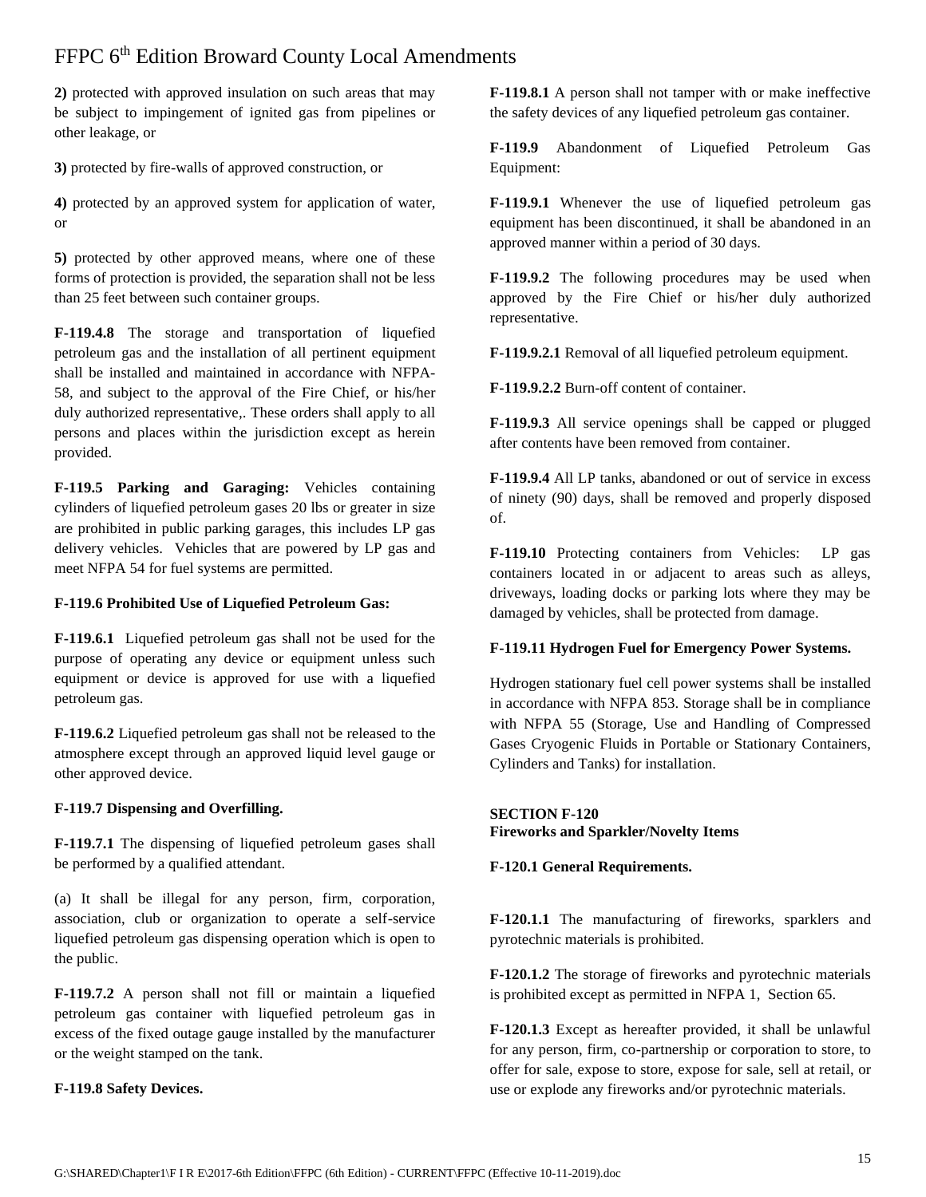**2)** protected with approved insulation on such areas that may be subject to impingement of ignited gas from pipelines or other leakage, or

**3)** protected by fire-walls of approved construction, or

**4)** protected by an approved system for application of water, or

**5)** protected by other approved means, where one of these forms of protection is provided, the separation shall not be less than 25 feet between such container groups.

**F-119.4.8** The storage and transportation of liquefied petroleum gas and the installation of all pertinent equipment shall be installed and maintained in accordance with NFPA-58, and subject to the approval of the Fire Chief, or his/her duly authorized representative,. These orders shall apply to all persons and places within the jurisdiction except as herein provided.

**F-119.5 Parking and Garaging:** Vehicles containing cylinders of liquefied petroleum gases 20 lbs or greater in size are prohibited in public parking garages, this includes LP gas delivery vehicles. Vehicles that are powered by LP gas and meet NFPA 54 for fuel systems are permitted.

**F-119.6 Prohibited Use of Liquefied Petroleum Gas:**

**F-119.6.1** Liquefied petroleum gas shall not be used for the purpose of operating any device or equipment unless such equipment or device is approved for use with a liquefied petroleum gas.

**F-119.6.2** Liquefied petroleum gas shall not be released to the atmosphere except through an approved liquid level gauge or other approved device.

**F-119.7 Dispensing and Overfilling.**

**F-119.7.1** The dispensing of liquefied petroleum gases shall be performed by a qualified attendant.

(a) It shall be illegal for any person, firm, corporation, association, club or organization to operate a self-service liquefied petroleum gas dispensing operation which is open to the public.

**F-119.7.2** A person shall not fill or maintain a liquefied petroleum gas container with liquefied petroleum gas in excess of the fixed outage gauge installed by the manufacturer or the weight stamped on the tank.

**F-119.8 Safety Devices.**

**F-119.8.1** A person shall not tamper with or make ineffective the safety devices of any liquefied petroleum gas container.

**F-119.9** Abandonment of Liquefied Petroleum Gas Equipment:

**F-119.9.1** Whenever the use of liquefied petroleum gas equipment has been discontinued, it shall be abandoned in an approved manner within a period of 30 days.

**F-119.9.2** The following procedures may be used when approved by the Fire Chief or his/her duly authorized representative.

**F-119.9.2.1** Removal of all liquefied petroleum equipment.

**F-119.9.2.2** Burn-off content of container.

**F-119.9.3** All service openings shall be capped or plugged after contents have been removed from container.

**F-119.9.4** All LP tanks, abandoned or out of service in excess of ninety (90) days, shall be removed and properly disposed of.

**F-119.10** Protecting containers from Vehicles: LP gas containers located in or adjacent to areas such as alleys, driveways, loading docks or parking lots where they may be damaged by vehicles, shall be protected from damage.

**F-119.11 Hydrogen Fuel for Emergency Power Systems.**

Hydrogen stationary fuel cell power systems shall be installed in accordance with NFPA 853. Storage shall be in compliance with NFPA 55 (Storage, Use and Handling of Compressed Gases Cryogenic Fluids in Portable or Stationary Containers, Cylinders and Tanks) for installation.

## SECTION F-120
## Fireworks and Sparkler/Novelty Items

**F-120.1 General Requirements.**

**F-120.1.1** The manufacturing of fireworks, sparklers and pyrotechnic materials is prohibited.

**F-120.1.2** The storage of fireworks and pyrotechnic materials is prohibited except as permitted in NFPA 1, Section 65.

**F-120.1.3** Except as hereafter provided, it shall be unlawful for any person, firm, co-partnership or corporation to store, to offer for sale, expose to store, expose for sale, sell at retail, or use or explode any fireworks and/or pyrotechnic materials.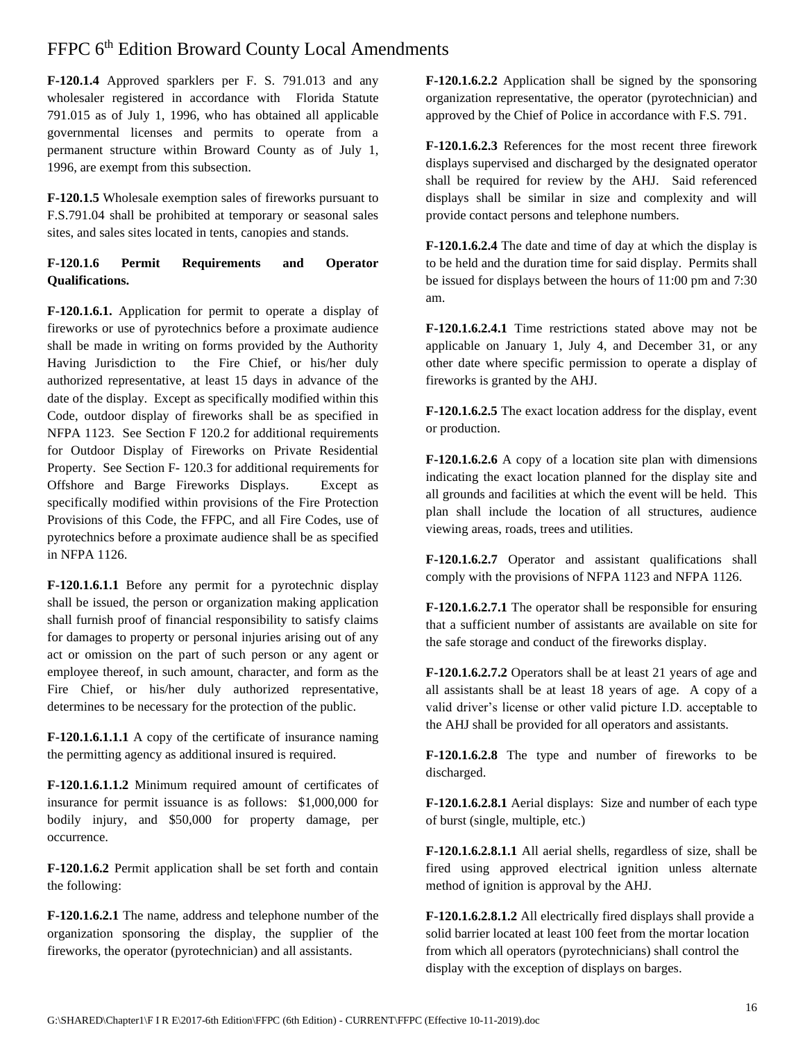**F-120.1.4** Approved sparklers per F. S. 791.013 and any wholesaler registered in accordance with Florida Statute 791.015 as of July 1, 1996, who has obtained all applicable governmental licenses and permits to operate from a permanent structure within Broward County as of July 1, 1996, are exempt from this subsection.

**F-120.1.5** Wholesale exemption sales of fireworks pursuant to F.S.791.04 shall be prohibited at temporary or seasonal sales sites, and sales sites located in tents, canopies and stands.

**F-120.1.6 Permit Requirements and Operator Qualifications.**

**F-120.1.6.1.** Application for permit to operate a display of fireworks or use of pyrotechnics before a proximate audience shall be made in writing on forms provided by the Authority Having Jurisdiction to the Fire Chief, or his/her duly authorized representative, at least 15 days in advance of the date of the display. Except as specifically modified within this Code, outdoor display of fireworks shall be as specified in NFPA 1123. See Section F 120.2 for additional requirements for Outdoor Display of Fireworks on Private Residential Property. See Section F- 120.3 for additional requirements for Offshore and Barge Fireworks Displays. Except as specifically modified within provisions of the Fire Protection Provisions of this Code, the FFPC, and all Fire Codes, use of pyrotechnics before a proximate audience shall be as specified in NFPA 1126.

**F-120.1.6.1.1** Before any permit for a pyrotechnic display shall be issued, the person or organization making application shall furnish proof of financial responsibility to satisfy claims for damages to property or personal injuries arising out of any act or omission on the part of such person or any agent or employee thereof, in such amount, character, and form as the Fire Chief, or his/her duly authorized representative, determines to be necessary for the protection of the public.

**F-120.1.6.1.1.1** A copy of the certificate of insurance naming the permitting agency as additional insured is required.

**F-120.1.6.1.1.2** Minimum required amount of certificates of insurance for permit issuance is as follows: $1,000,000 for bodily injury, and $50,000 for property damage, per occurrence.

**F-120.1.6.2** Permit application shall be set forth and contain the following:

**F-120.1.6.2.1** The name, address and telephone number of the organization sponsoring the display, the supplier of the fireworks, the operator (pyrotechnician) and all assistants.

**F-120.1.6.2.2** Application shall be signed by the sponsoring organization representative, the operator (pyrotechnician) and approved by the Chief of Police in accordance with F.S. 791.

**F-120.1.6.2.3** References for the most recent three firework displays supervised and discharged by the designated operator shall be required for review by the AHJ. Said referenced displays shall be similar in size and complexity and will provide contact persons and telephone numbers.

**F-120.1.6.2.4** The date and time of day at which the display is to be held and the duration time for said display. Permits shall be issued for displays between the hours of 11:00 pm and 7:30 am.

**F-120.1.6.2.4.1** Time restrictions stated above may not be applicable on January 1, July 4, and December 31, or any other date where specific permission to operate a display of fireworks is granted by the AHJ.

**F-120.1.6.2.5** The exact location address for the display, event or production.

**F-120.1.6.2.6** A copy of a location site plan with dimensions indicating the exact location planned for the display site and all grounds and facilities at which the event will be held. This plan shall include the location of all structures, audience viewing areas, roads, trees and utilities.

**F-120.1.6.2.7** Operator and assistant qualifications shall comply with the provisions of NFPA 1123 and NFPA 1126.

**F-120.1.6.2.7.1** The operator shall be responsible for ensuring that a sufficient number of assistants are available on site for the safe storage and conduct of the fireworks display.

**F-120.1.6.2.7.2** Operators shall be at least 21 years of age and all assistants shall be at least 18 years of age. A copy of a valid driver's license or other valid picture I.D. acceptable to the AHJ shall be provided for all operators and assistants.

**F-120.1.6.2.8** The type and number of fireworks to be discharged.

**F-120.1.6.2.8.1** Aerial displays: Size and number of each type of burst (single, multiple, etc.)

**F-120.1.6.2.8.1.1** All aerial shells, regardless of size, shall be fired using approved electrical ignition unless alternate method of ignition is approval by the AHJ.

**F-120.1.6.2.8.1.2** All electrically fired displays shall provide a solid barrier located at least 100 feet from the mortar location from which all operators (pyrotechnicians) shall control the display with the exception of displays on barges.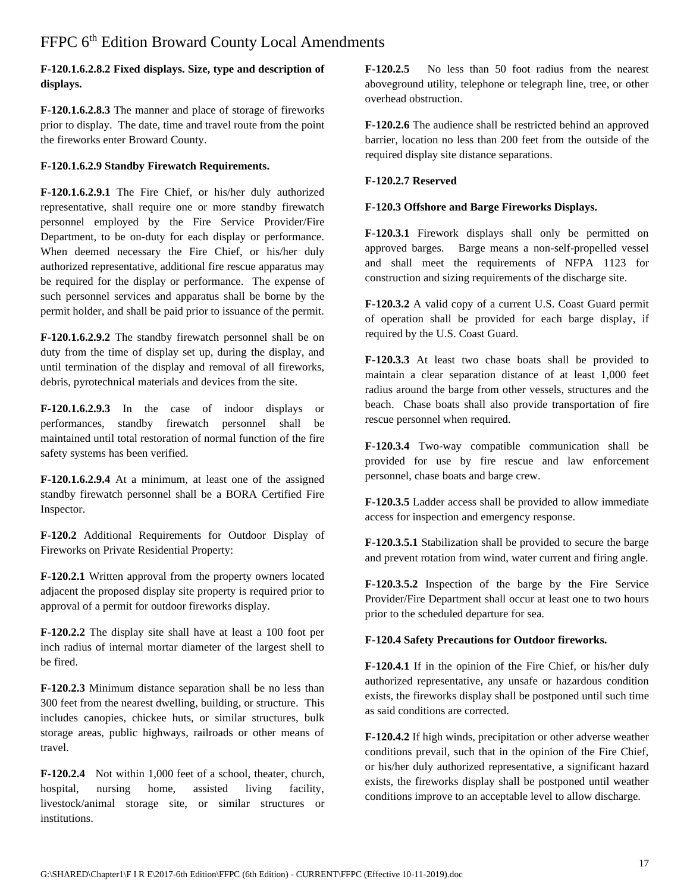**F-120.1.6.2.8.2 Fixed displays. Size, type and description of displays.**

**F-120.1.6.2.8.3** The manner and place of storage of fireworks prior to display. The date, time and travel route from the point the fireworks enter Broward County.

**F-120.1.6.2.9 Standby Firewatch Requirements.**

**F-120.1.6.2.9.1** The Fire Chief, or his/her duly authorized representative, shall require one or more standby firewatch personnel employed by the Fire Service Provider/Fire Department, to be on-duty for each display or performance. When deemed necessary the Fire Chief, or his/her duly authorized representative, additional fire rescue apparatus may be required for the display or performance. The expense of such personnel services and apparatus shall be borne by the permit holder, and shall be paid prior to issuance of the permit.

**F-120.1.6.2.9.2** The standby firewatch personnel shall be on duty from the time of display set up, during the display, and until termination of the display and removal of all fireworks, debris, pyrotechnical materials and devices from the site.

**F-120.1.6.2.9.3** In the case of indoor displays or performances, standby firewatch personnel shall be maintained until total restoration of normal function of the fire safety systems has been verified.

**F-120.1.6.2.9.4** At a minimum, at least one of the assigned standby firewatch personnel shall be a BORA Certified Fire Inspector.

**F-120.2** Additional Requirements for Outdoor Display of Fireworks on Private Residential Property:

**F-120.2.1** Written approval from the property owners located adjacent the proposed display site property is required prior to approval of a permit for outdoor fireworks display.

**F-120.2.2** The display site shall have at least a 100 foot per inch radius of internal mortar diameter of the largest shell to be fired.

**F-120.2.3** Minimum distance separation shall be no less than 300 feet from the nearest dwelling, building, or structure. This includes canopies, chickee huts, or similar structures, bulk storage areas, public highways, railroads or other means of travel.

**F-120.2.4** Not within 1,000 feet of a school, theater, church, hospital, nursing home, assisted living facility, livestock/animal storage site, or similar structures or institutions.

**F-120.2.5** No less than 50 foot radius from the nearest aboveground utility, telephone or telegraph line, tree, or other overhead obstruction.

**F-120.2.6** The audience shall be restricted behind an approved barrier, location no less than 200 feet from the outside of the required display site distance separations.

**F-120.2.7 Reserved**

**F-120.3 Offshore and Barge Fireworks Displays.**

**F-120.3.1** Firework displays shall only be permitted on approved barges. Barge means a non-self-propelled vessel and shall meet the requirements of NFPA 1123 for construction and sizing requirements of the discharge site.

**F-120.3.2** A valid copy of a current U.S. Coast Guard permit of operation shall be provided for each barge display, if required by the U.S. Coast Guard.

**F-120.3.3** At least two chase boats shall be provided to maintain a clear separation distance of at least 1,000 feet radius around the barge from other vessels, structures and the beach. Chase boats shall also provide transportation of fire rescue personnel when required.

**F-120.3.4** Two-way compatible communication shall be provided for use by fire rescue and law enforcement personnel, chase boats and barge crew.

**F-120.3.5** Ladder access shall be provided to allow immediate access for inspection and emergency response.

**F-120.3.5.1** Stabilization shall be provided to secure the barge and prevent rotation from wind, water current and firing angle.

**F-120.3.5.2** Inspection of the barge by the Fire Service Provider/Fire Department shall occur at least one to two hours prior to the scheduled departure for sea.

**F-120.4 Safety Precautions for Outdoor fireworks.**

**F-120.4.1** If in the opinion of the Fire Chief, or his/her duly authorized representative, any unsafe or hazardous condition exists, the fireworks display shall be postponed until such time as said conditions are corrected.

**F-120.4.2** If high winds, precipitation or other adverse weather conditions prevail, such that in the opinion of the Fire Chief, or his/her duly authorized representative, a significant hazard exists, the fireworks display shall be postponed until weather conditions improve to an acceptable level to allow discharge.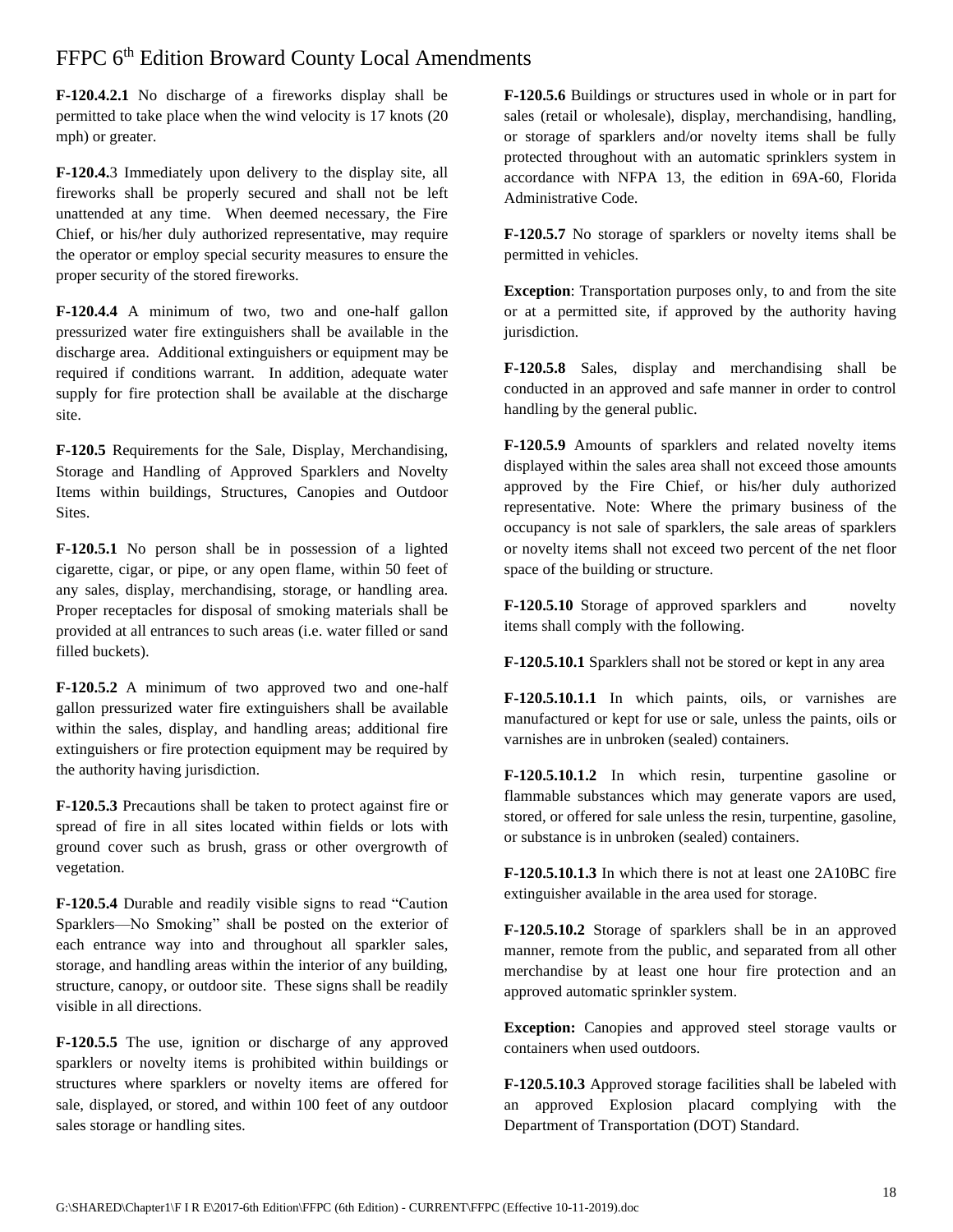**F-120.4.2.1** No discharge of a fireworks display shall be permitted to take place when the wind velocity is 17 knots (20 mph) or greater.

**F-120.4.**3 Immediately upon delivery to the display site, all fireworks shall be properly secured and shall not be left unattended at any time. When deemed necessary, the Fire Chief, or his/her duly authorized representative, may require the operator or employ special security measures to ensure the proper security of the stored fireworks.

**F-120.4.4** A minimum of two, two and one-half gallon pressurized water fire extinguishers shall be available in the discharge area. Additional extinguishers or equipment may be required if conditions warrant. In addition, adequate water supply for fire protection shall be available at the discharge site.

**F-120.5** Requirements for the Sale, Display, Merchandising, Storage and Handling of Approved Sparklers and Novelty Items within buildings, Structures, Canopies and Outdoor Sites.

**F-120.5.1** No person shall be in possession of a lighted cigarette, cigar, or pipe, or any open flame, within 50 feet of any sales, display, merchandising, storage, or handling area. Proper receptacles for disposal of smoking materials shall be provided at all entrances to such areas (i.e. water filled or sand filled buckets).

**F-120.5.2** A minimum of two approved two and one-half gallon pressurized water fire extinguishers shall be available within the sales, display, and handling areas; additional fire extinguishers or fire protection equipment may be required by the authority having jurisdiction.

**F-120.5.3** Precautions shall be taken to protect against fire or spread of fire in all sites located within fields or lots with ground cover such as brush, grass or other overgrowth of vegetation.

**F-120.5.4** Durable and readily visible signs to read "Caution Sparklers—No Smoking" shall be posted on the exterior of each entrance way into and throughout all sparkler sales, storage, and handling areas within the interior of any building, structure, canopy, or outdoor site. These signs shall be readily visible in all directions.

**F-120.5.5** The use, ignition or discharge of any approved sparklers or novelty items is prohibited within buildings or structures where sparklers or novelty items are offered for sale, displayed, or stored, and within 100 feet of any outdoor sales storage or handling sites.

**F-120.5.6** Buildings or structures used in whole or in part for sales (retail or wholesale), display, merchandising, handling, or storage of sparklers and/or novelty items shall be fully protected throughout with an automatic sprinklers system in accordance with NFPA 13, the edition in 69A-60, Florida Administrative Code.

**F-120.5.7** No storage of sparklers or novelty items shall be permitted in vehicles.

**Exception**: Transportation purposes only, to and from the site or at a permitted site, if approved by the authority having jurisdiction.

**F-120.5.8** Sales, display and merchandising shall be conducted in an approved and safe manner in order to control handling by the general public.

**F-120.5.9** Amounts of sparklers and related novelty items displayed within the sales area shall not exceed those amounts approved by the Fire Chief, or his/her duly authorized representative. Note: Where the primary business of the occupancy is not sale of sparklers, the sale areas of sparklers or novelty items shall not exceed two percent of the net floor space of the building or structure.

**F-120.5.10** Storage of approved sparklers and novelty items shall comply with the following.

**F-120.5.10.1** Sparklers shall not be stored or kept in any area

**F-120.5.10.1.1** In which paints, oils, or varnishes are manufactured or kept for use or sale, unless the paints, oils or varnishes are in unbroken (sealed) containers.

**F-120.5.10.1.2** In which resin, turpentine gasoline or flammable substances which may generate vapors are used, stored, or offered for sale unless the resin, turpentine, gasoline, or substance is in unbroken (sealed) containers.

**F-120.5.10.1.3** In which there is not at least one 2A10BC fire extinguisher available in the area used for storage.

**F-120.5.10.2** Storage of sparklers shall be in an approved manner, remote from the public, and separated from all other merchandise by at least one hour fire protection and an approved automatic sprinkler system.

**Exception:** Canopies and approved steel storage vaults or containers when used outdoors.

**F-120.5.10.3** Approved storage facilities shall be labeled with an approved Explosion placard complying with the Department of Transportation (DOT) Standard.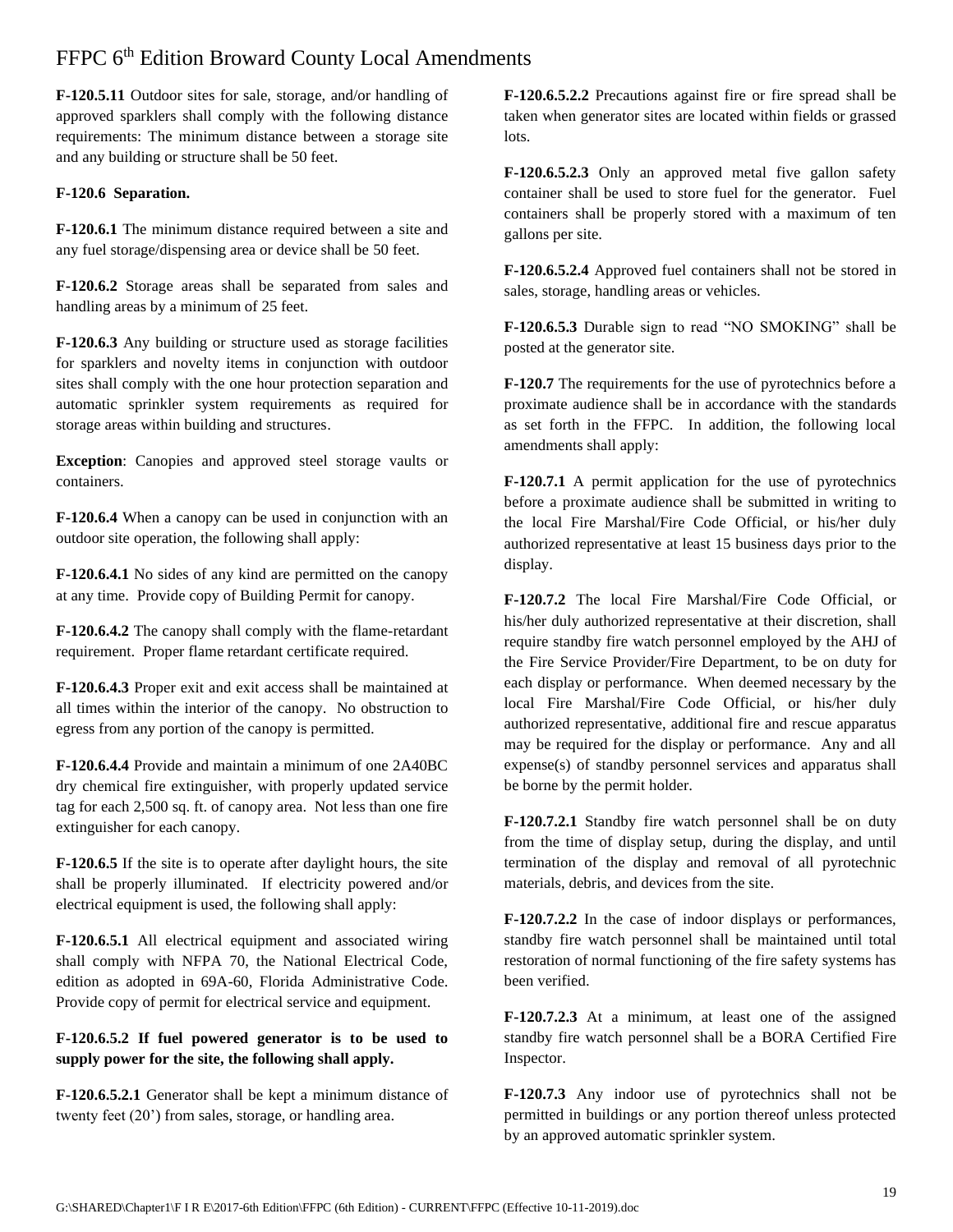**F-120.5.11** Outdoor sites for sale, storage, and/or handling of approved sparklers shall comply with the following distance requirements: The minimum distance between a storage site and any building or structure shall be 50 feet.

**F-120.6 Separation.**

**F-120.6.1** The minimum distance required between a site and any fuel storage/dispensing area or device shall be 50 feet.

**F-120.6.2** Storage areas shall be separated from sales and handling areas by a minimum of 25 feet.

**F-120.6.3** Any building or structure used as storage facilities for sparklers and novelty items in conjunction with outdoor sites shall comply with the one hour protection separation and automatic sprinkler system requirements as required for storage areas within building and structures.

**Exception**: Canopies and approved steel storage vaults or containers.

**F-120.6.4** When a canopy can be used in conjunction with an outdoor site operation, the following shall apply:

**F-120.6.4.1** No sides of any kind are permitted on the canopy at any time. Provide copy of Building Permit for canopy.

**F-120.6.4.2** The canopy shall comply with the flame-retardant requirement. Proper flame retardant certificate required.

**F-120.6.4.3** Proper exit and exit access shall be maintained at all times within the interior of the canopy. No obstruction to egress from any portion of the canopy is permitted.

**F-120.6.4.4** Provide and maintain a minimum of one 2A40BC dry chemical fire extinguisher, with properly updated service tag for each 2,500 sq. ft. of canopy area. Not less than one fire extinguisher for each canopy.

**F-120.6.5** If the site is to operate after daylight hours, the site shall be properly illuminated. If electricity powered and/or electrical equipment is used, the following shall apply:

**F-120.6.5.1** All electrical equipment and associated wiring shall comply with NFPA 70, the National Electrical Code, edition as adopted in 69A-60, Florida Administrative Code. Provide copy of permit for electrical service and equipment.

**F-120.6.5.2 If fuel powered generator is to be used to supply power for the site, the following shall apply.**

**F-120.6.5.2.1** Generator shall be kept a minimum distance of twenty feet (20') from sales, storage, or handling area.

**F-120.6.5.2.2** Precautions against fire or fire spread shall be taken when generator sites are located within fields or grassed lots.

**F-120.6.5.2.3** Only an approved metal five gallon safety container shall be used to store fuel for the generator. Fuel containers shall be properly stored with a maximum of ten gallons per site.

**F-120.6.5.2.4** Approved fuel containers shall not be stored in sales, storage, handling areas or vehicles.

**F-120.6.5.3** Durable sign to read "NO SMOKING" shall be posted at the generator site.

**F-120.7** The requirements for the use of pyrotechnics before a proximate audience shall be in accordance with the standards as set forth in the FFPC. In addition, the following local amendments shall apply:

**F-120.7.1** A permit application for the use of pyrotechnics before a proximate audience shall be submitted in writing to the local Fire Marshal/Fire Code Official, or his/her duly authorized representative at least 15 business days prior to the display.

**F-120.7.2** The local Fire Marshal/Fire Code Official, or his/her duly authorized representative at their discretion, shall require standby fire watch personnel employed by the AHJ of the Fire Service Provider/Fire Department, to be on duty for each display or performance. When deemed necessary by the local Fire Marshal/Fire Code Official, or his/her duly authorized representative, additional fire and rescue apparatus may be required for the display or performance. Any and all expense(s) of standby personnel services and apparatus shall be borne by the permit holder.

**F-120.7.2.1** Standby fire watch personnel shall be on duty from the time of display setup, during the display, and until termination of the display and removal of all pyrotechnic materials, debris, and devices from the site.

**F-120.7.2.2** In the case of indoor displays or performances, standby fire watch personnel shall be maintained until total restoration of normal functioning of the fire safety systems has been verified.

**F-120.7.2.3** At a minimum, at least one of the assigned standby fire watch personnel shall be a BORA Certified Fire Inspector.

**F-120.7.3** Any indoor use of pyrotechnics shall not be permitted in buildings or any portion thereof unless protected by an approved automatic sprinkler system.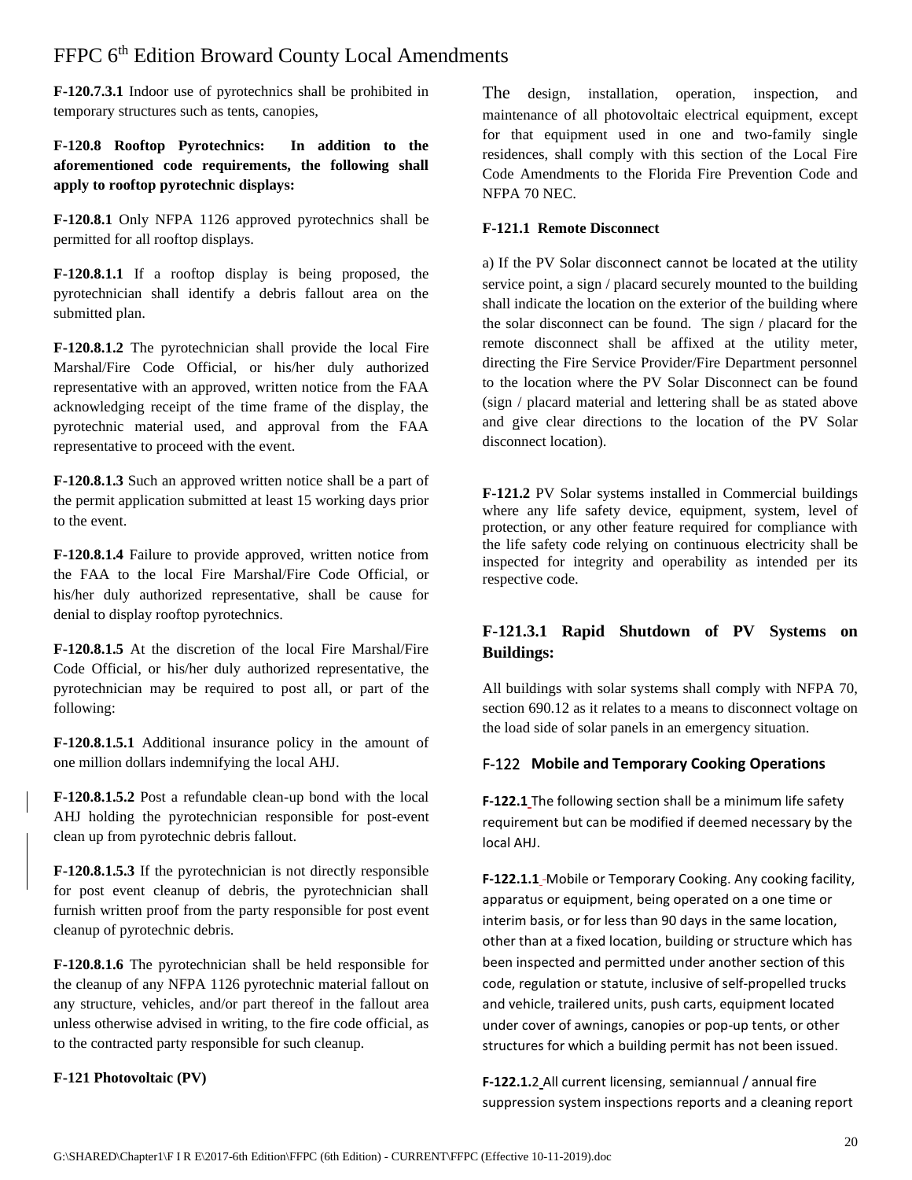**F-120.7.3.1** Indoor use of pyrotechnics shall be prohibited in temporary structures such as tents, canopies,

**F-120.8 Rooftop Pyrotechnics: In addition to the aforementioned code requirements, the following shall apply to rooftop pyrotechnic displays:**

**F-120.8.1** Only NFPA 1126 approved pyrotechnics shall be permitted for all rooftop displays.

**F-120.8.1.1** If a rooftop display is being proposed, the pyrotechnician shall identify a debris fallout area on the submitted plan.

**F-120.8.1.2** The pyrotechnician shall provide the local Fire Marshal/Fire Code Official, or his/her duly authorized representative with an approved, written notice from the FAA acknowledging receipt of the time frame of the display, the pyrotechnic material used, and approval from the FAA representative to proceed with the event.

**F-120.8.1.3** Such an approved written notice shall be a part of the permit application submitted at least 15 working days prior to the event.

**F-120.8.1.4** Failure to provide approved, written notice from the FAA to the local Fire Marshal/Fire Code Official, or his/her duly authorized representative, shall be cause for denial to display rooftop pyrotechnics.

**F-120.8.1.5** At the discretion of the local Fire Marshal/Fire Code Official, or his/her duly authorized representative, the pyrotechnician may be required to post all, or part of the following:

**F-120.8.1.5.1** Additional insurance policy in the amount of one million dollars indemnifying the local AHJ.

**F-120.8.1.5.2** Post a refundable clean-up bond with the local AHJ holding the pyrotechnician responsible for post-event clean up from pyrotechnic debris fallout.

**F-120.8.1.5.3** If the pyrotechnician is not directly responsible for post event cleanup of debris, the pyrotechnician shall furnish written proof from the party responsible for post event cleanup of pyrotechnic debris.

**F-120.8.1.6** The pyrotechnician shall be held responsible for the cleanup of any NFPA 1126 pyrotechnic material fallout on any structure, vehicles, and/or part thereof in the fallout area unless otherwise advised in writing, to the fire code official, as to the contracted party responsible for such cleanup.

**F-121 Photovoltaic (PV)**

The design, installation, operation, inspection, and maintenance of all photovoltaic electrical equipment, except for that equipment used in one and two-family single residences, shall comply with this section of the Local Fire Code Amendments to the Florida Fire Prevention Code and NFPA 70 NEC.

**F-121.1 Remote Disconnect**

a) If the PV Solar disconnect cannot be located at the utility service point, a sign / placard securely mounted to the building shall indicate the location on the exterior of the building where the solar disconnect can be found. The sign / placard for the remote disconnect shall be affixed at the utility meter, directing the Fire Service Provider/Fire Department personnel to the location where the PV Solar Disconnect can be found (sign / placard material and lettering shall be as stated above and give clear directions to the location of the PV Solar disconnect location).

**F-121.2** PV Solar systems installed in Commercial buildings where any life safety device, equipment, system, level of protection, or any other feature required for compliance with the life safety code relying on continuous electricity shall be inspected for integrity and operability as intended per its respective code.

### F-121.3.1 Rapid Shutdown of PV Systems on Buildings:

All buildings with solar systems shall comply with NFPA 70, section 690.12 as it relates to a means to disconnect voltage on the load side of solar panels in an emergency situation.

### F-122 Mobile and Temporary Cooking Operations

**F-122.1** The following section shall be a minimum life safety requirement but can be modified if deemed necessary by the local AHJ.

**F-122.1.1** Mobile or Temporary Cooking. Any cooking facility, apparatus or equipment, being operated on a one time or interim basis, or for less than 90 days in the same location, other than at a fixed location, building or structure which has been inspected and permitted under another section of this code, regulation or statute, inclusive of self-propelled trucks and vehicle, trailered units, push carts, equipment located under cover of awnings, canopies or pop-up tents, or other structures for which a building permit has not been issued.

**F-122.1.2** All current licensing, semiannual / annual fire suppression system inspections reports and a cleaning report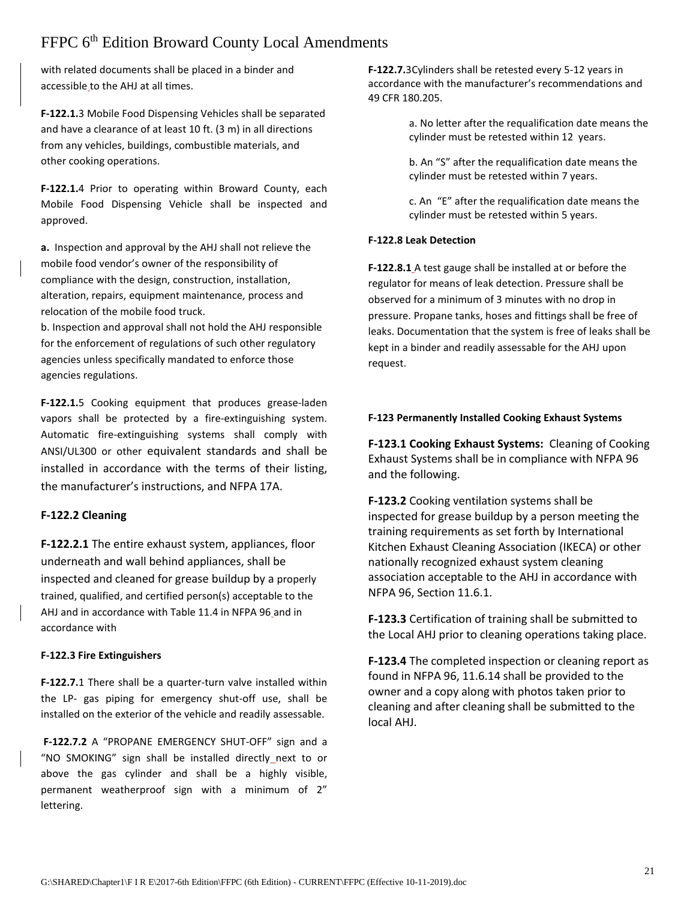with related documents shall be placed in a binder and accessible to the AHJ at all times.

**F-122.1.**3 Mobile Food Dispensing Vehicles shall be separated and have a clearance of at least 10 ft. (3 m) in all directions from any vehicles, buildings, combustible materials, and other cooking operations.

**F-122.1.**4 Prior to operating within Broward County, each Mobile Food Dispensing Vehicle shall be inspected and approved.

**a.** Inspection and approval by the AHJ shall not relieve the mobile food vendor's owner of the responsibility of compliance with the design, construction, installation, alteration, repairs, equipment maintenance, process and relocation of the mobile food truck.

b. Inspection and approval shall not hold the AHJ responsible for the enforcement of regulations of such other regulatory agencies unless specifically mandated to enforce those agencies regulations.

**F-122.1.**5 Cooking equipment that produces grease-laden vapors shall be protected by a fire-extinguishing system. Automatic fire-extinguishing systems shall comply with ANSI/UL300 or other equivalent standards and shall be installed in accordance with the terms of their listing, the manufacturer's instructions, and NFPA 17A.

**F-122.2 Cleaning**

**F-122.2.1** The entire exhaust system, appliances, floor underneath and wall behind appliances, shall be inspected and cleaned for grease buildup by a properly trained, qualified, and certified person(s) acceptable to the AHJ and in accordance with Table 11.4 in NFPA 96 and in accordance with

**F-122.3 Fire Extinguishers**

**F-122.7.**1 There shall be a quarter-turn valve installed within the LP- gas piping for emergency shut-off use, shall be installed on the exterior of the vehicle and readily assessable.

**F-122.7.2** A "PROPANE EMERGENCY SHUT-OFF" sign and a "NO SMOKING" sign shall be installed directly next to or above the gas cylinder and shall be a highly visible, permanent weatherproof sign with a minimum of 2" lettering.

**F-122.7.**3Cylinders shall be retested every 5-12 years in accordance with the manufacturer's recommendations and 49 CFR 180.205.

a. No letter after the requalification date means the cylinder must be retested within 12 years.

b. An "S" after the requalification date means the cylinder must be retested within 7 years.

c. An "E" after the requalification date means the cylinder must be retested within 5 years.

**F-122.8 Leak Detection**

**F-122.8.1** A test gauge shall be installed at or before the regulator for means of leak detection. Pressure shall be observed for a minimum of 3 minutes with no drop in pressure. Propane tanks, hoses and fittings shall be free of leaks. Documentation that the system is free of leaks shall be kept in a binder and readily assessable for the AHJ upon request.

**F-123 Permanently Installed Cooking Exhaust Systems**

**F-123.1 Cooking Exhaust Systems:** Cleaning of Cooking Exhaust Systems shall be in compliance with NFPA 96 and the following.

**F-123.2** Cooking ventilation systems shall be inspected for grease buildup by a person meeting the training requirements as set forth by International Kitchen Exhaust Cleaning Association (IKECA) or other nationally recognized exhaust system cleaning association acceptable to the AHJ in accordance with NFPA 96, Section 11.6.1.

**F-123.3** Certification of training shall be submitted to the Local AHJ prior to cleaning operations taking place.

**F-123.4** The completed inspection or cleaning report as found in NFPA 96, 11.6.14 shall be provided to the owner and a copy along with photos taken prior to cleaning and after cleaning shall be submitted to the local AHJ.